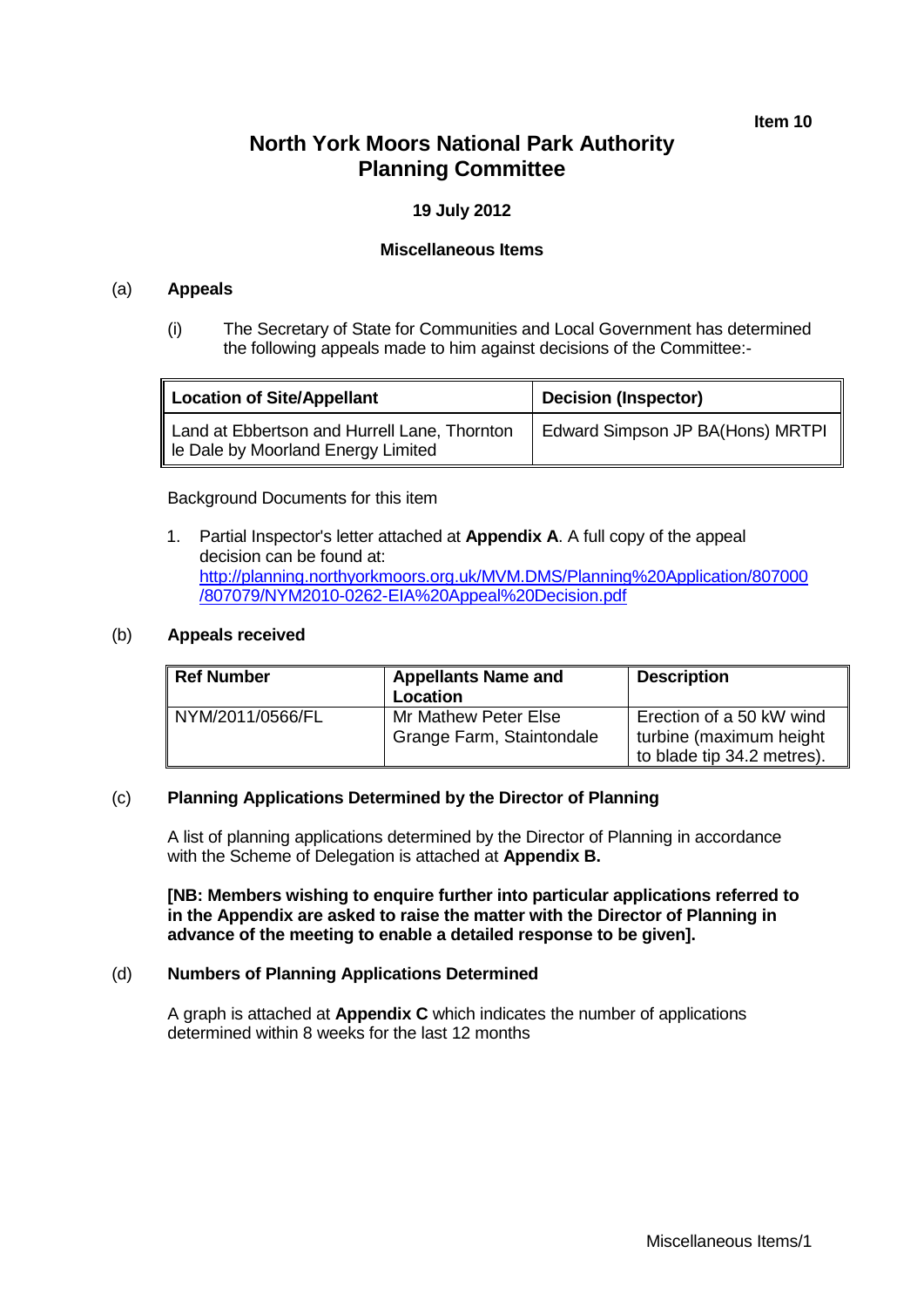**Item 10**

# North York Moors National Park Authority Planning Committee

**19 July 2012**

**Miscellaneous Items**

## (a) Appeals

(i) The Secretary of State for Communities and Local Government has determined the following appeals made to him against decisions of the Committee:-

| Location of Site/Appellant | Decision (Inspector) |
|---|---|
| Land at Ebbertson and Hurrell Lane, Thornton le Dale by Moorland Energy Limited | Edward Simpson JP BA(Hons) MRTPI |

Background Documents for this item

1. Partial Inspector's letter attached at **Appendix A**. A full copy of the appeal decision can be found at: http://planning.northyorkmoors.org.uk/MVM.DMS/Planning%20Application/807000/807079/NYM2010-0262-EIA%20Appeal%20Decision.pdf

## (b) Appeals received

| Ref Number | Appellants Name and Location | Description |
|---|---|---|
| NYM/2011/0566/FL | Mr Mathew Peter Else Grange Farm, Staintondale | Erection of a 50 kW wind turbine (maximum height to blade tip 34.2 metres). |

## (c) Planning Applications Determined by the Director of Planning

A list of planning applications determined by the Director of Planning in accordance with the Scheme of Delegation is attached at **Appendix B.**

**[NB: Members wishing to enquire further into particular applications referred to in the Appendix are asked to raise the matter with the Director of Planning in advance of the meeting to enable a detailed response to be given].**

## (d) Numbers of Planning Applications Determined

A graph is attached at **Appendix C** which indicates the number of applications determined within 8 weeks for the last 12 months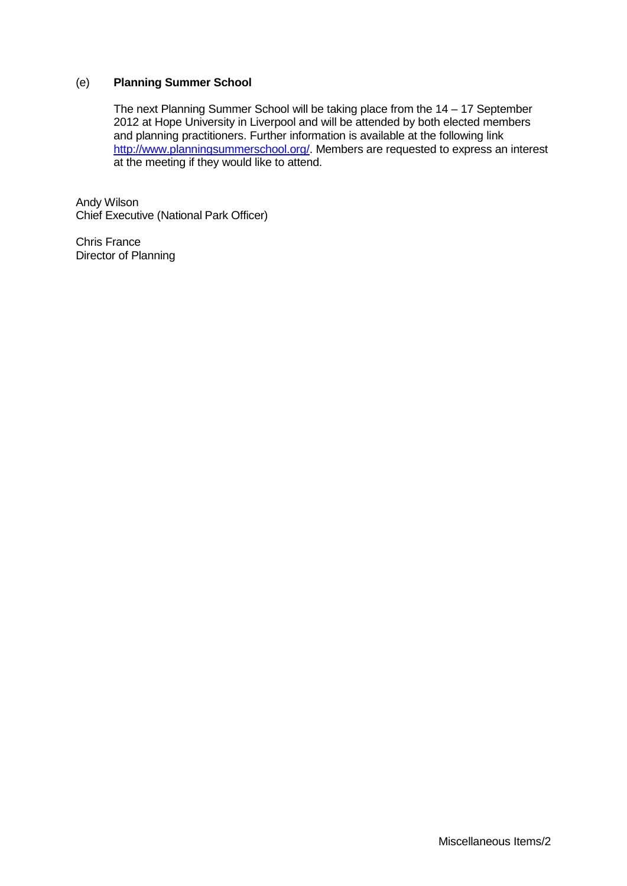(e) **Planning Summer School**

The next Planning Summer School will be taking place from the 14 – 17 September 2012 at Hope University in Liverpool and will be attended by both elected members and planning practitioners. Further information is available at the following link [http://www.planningsummerschool.org/](http://www.planningsummerschool.org/). Members are requested to express an interest at the meeting if they would like to attend.

Andy Wilson
Chief Executive (National Park Officer)

Chris France
Director of Planning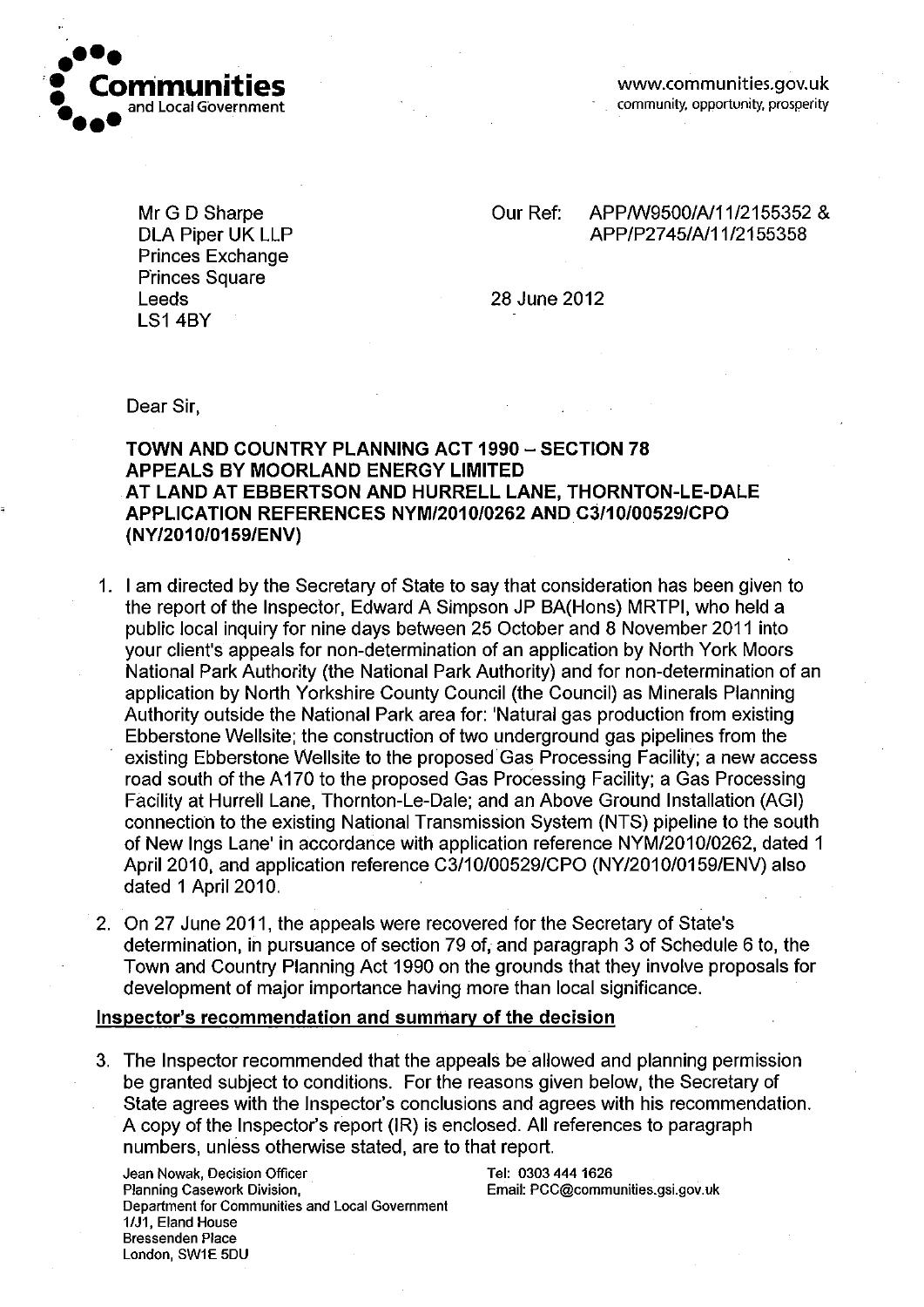**Communities and Local Government**

www.communities.gov.uk
community, opportunity, prosperity

Mr G D Sharpe
DLA Piper UK LLP
Princes Exchange
Princes Square
Leeds
LS1 4BY

Our Ref: APP/W9500/A/11/2155352 & APP/P2745/A/11/2155358

28 June 2012

Dear Sir,

**TOWN AND COUNTRY PLANNING ACT 1990 – SECTION 78**
**APPEALS BY MOORLAND ENERGY LIMITED**
**AT LAND AT EBBERTSON AND HURRELL LANE, THORNTON-LE-DALE**
**APPLICATION REFERENCES NYM/2010/0262 AND C3/10/00529/CPO (NY/2010/0159/ENV)**

1. I am directed by the Secretary of State to say that consideration has been given to the report of the Inspector, Edward A Simpson JP BA(Hons) MRTPI, who held a public local inquiry for nine days between 25 October and 8 November 2011 into your client's appeals for non-determination of an application by North York Moors National Park Authority (the National Park Authority) and for non-determination of an application by North Yorkshire County Council (the Council) as Minerals Planning Authority outside the National Park area for: 'Natural gas production from existing Ebberstone Wellsite; the construction of two underground gas pipelines from the existing Ebberstone Wellsite to the proposed Gas Processing Facility; a new access road south of the A170 to the proposed Gas Processing Facility; a Gas Processing Facility at Hurrell Lane, Thornton-Le-Dale; and an Above Ground Installation (AGI) connection to the existing National Transmission System (NTS) pipeline to the south of New Ings Lane' in accordance with application reference NYM/2010/0262, dated 1 April 2010, and application reference C3/10/00529/CPO (NY/2010/0159/ENV) also dated 1 April 2010.

2. On 27 June 2011, the appeals were recovered for the Secretary of State's determination, in pursuance of section 79 of, and paragraph 3 of Schedule 6 to, the Town and Country Planning Act 1990 on the grounds that they involve proposals for development of major importance having more than local significance.

**Inspector's recommendation and summary of the decision**

3. The Inspector recommended that the appeals be allowed and planning permission be granted subject to conditions. For the reasons given below, the Secretary of State agrees with the Inspector's conclusions and agrees with his recommendation. A copy of the Inspector's report (IR) is enclosed. All references to paragraph numbers, unless otherwise stated, are to that report.

Jean Nowak, Decision Officer
Planning Casework Division,
Department for Communities and Local Government
1/J1, Eland House
Bressenden Place
London, SW1E 5DU

Tel: 0303 444 1626
Email: PCC@communities.gsi.gov.uk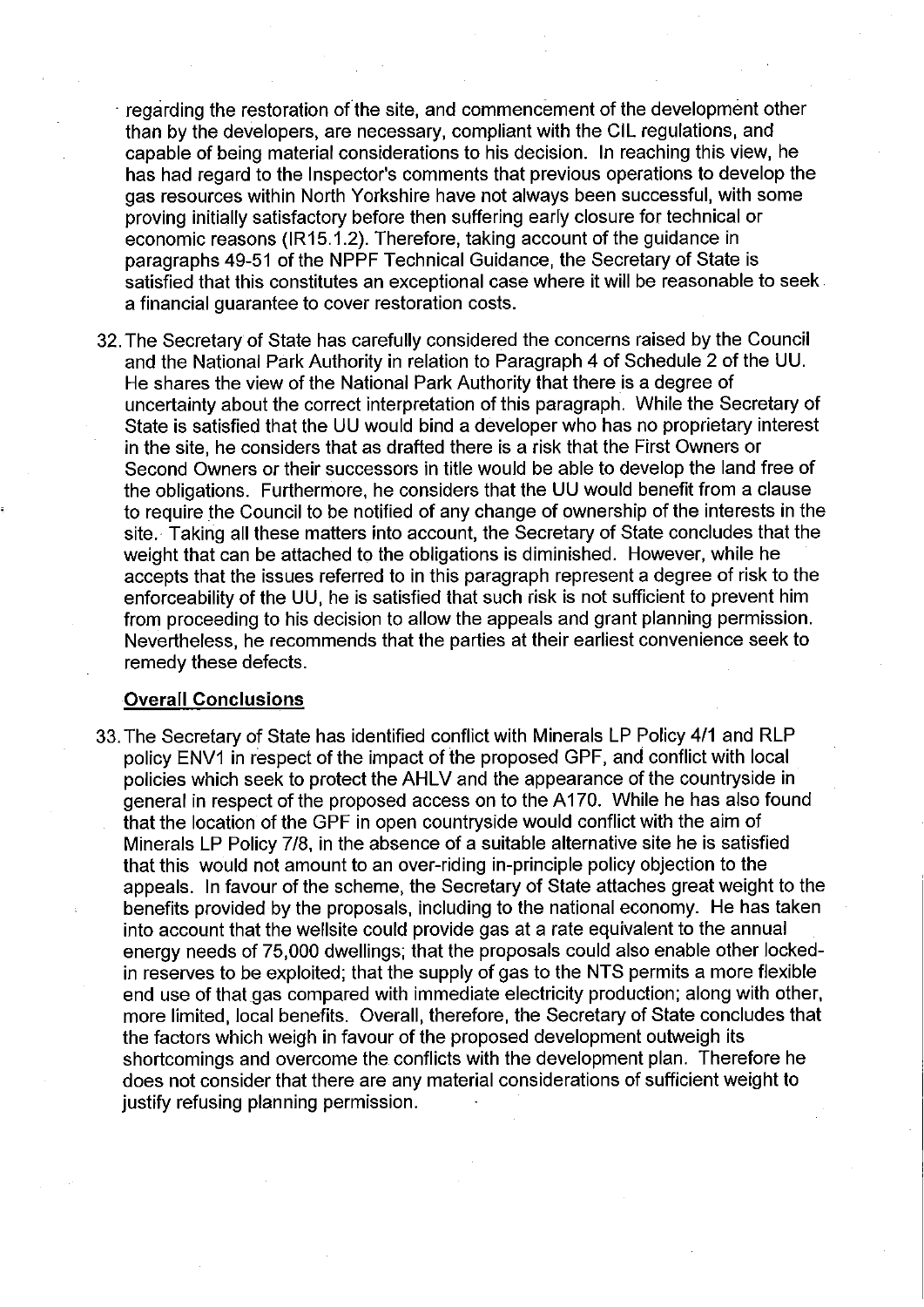regarding the restoration of the site, and commencement of the development other than by the developers, are necessary, compliant with the CIL regulations, and capable of being material considerations to his decision. In reaching this view, he has had regard to the Inspector's comments that previous operations to develop the gas resources within North Yorkshire have not always been successful, with some proving initially satisfactory before then suffering early closure for technical or economic reasons (IR15.1.2). Therefore, taking account of the guidance in paragraphs 49-51 of the NPPF Technical Guidance, the Secretary of State is satisfied that this constitutes an exceptional case where it will be reasonable to seek a financial guarantee to cover restoration costs.

32. The Secretary of State has carefully considered the concerns raised by the Council and the National Park Authority in relation to Paragraph 4 of Schedule 2 of the UU. He shares the view of the National Park Authority that there is a degree of uncertainty about the correct interpretation of this paragraph. While the Secretary of State is satisfied that the UU would bind a developer who has no proprietary interest in the site, he considers that as drafted there is a risk that the First Owners or Second Owners or their successors in title would be able to develop the land free of the obligations. Furthermore, he considers that the UU would benefit from a clause to require the Council to be notified of any change of ownership of the interests in the site. Taking all these matters into account, the Secretary of State concludes that the weight that can be attached to the obligations is diminished. However, while he accepts that the issues referred to in this paragraph represent a degree of risk to the enforceability of the UU, he is satisfied that such risk is not sufficient to prevent him from proceeding to his decision to allow the appeals and grant planning permission. Nevertheless, he recommends that the parties at their earliest convenience seek to remedy these defects.

**Overall Conclusions**

33. The Secretary of State has identified conflict with Minerals LP Policy 4/1 and RLP policy ENV1 in respect of the impact of the proposed GPF, and conflict with local policies which seek to protect the AHLV and the appearance of the countryside in general in respect of the proposed access on to the A170. While he has also found that the location of the GPF in open countryside would conflict with the aim of Minerals LP Policy 7/8, in the absence of a suitable alternative site he is satisfied that this would not amount to an over-riding in-principle policy objection to the appeals. In favour of the scheme, the Secretary of State attaches great weight to the benefits provided by the proposals, including to the national economy. He has taken into account that the wellsite could provide gas at a rate equivalent to the annual energy needs of 75,000 dwellings; that the proposals could also enable other locked-in reserves to be exploited; that the supply of gas to the NTS permits a more flexible end use of that gas compared with immediate electricity production; along with other, more limited, local benefits. Overall, therefore, the Secretary of State concludes that the factors which weigh in favour of the proposed development outweigh its shortcomings and overcome the conflicts with the development plan. Therefore he does not consider that there are any material considerations of sufficient weight to justify refusing planning permission.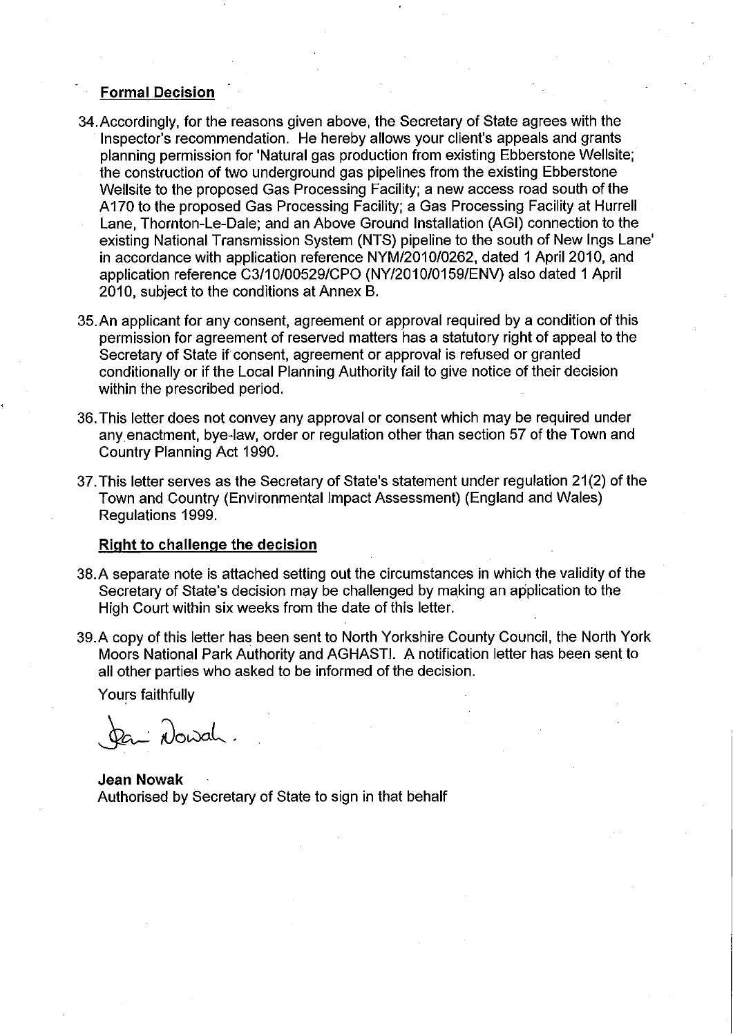**Formal Decision**

34. Accordingly, for the reasons given above, the Secretary of State agrees with the Inspector's recommendation. He hereby allows your client's appeals and grants planning permission for 'Natural gas production from existing Ebberstone Wellsite; the construction of two underground gas pipelines from the existing Ebberstone Wellsite to the proposed Gas Processing Facility; a new access road south of the A170 to the proposed Gas Processing Facility; a Gas Processing Facility at Hurrell Lane, Thornton-Le-Dale; and an Above Ground Installation (AGI) connection to the existing National Transmission System (NTS) pipeline to the south of New Ings Lane' in accordance with application reference NYM/2010/0262, dated 1 April 2010, and application reference C3/10/00529/CPO (NY/2010/0159/ENV) also dated 1 April 2010, subject to the conditions at Annex B.

35. An applicant for any consent, agreement or approval required by a condition of this permission for agreement of reserved matters has a statutory right of appeal to the Secretary of State if consent, agreement or approval is refused or granted conditionally or if the Local Planning Authority fail to give notice of their decision within the prescribed period.

36. This letter does not convey any approval or consent which may be required under any enactment, bye-law, order or regulation other than section 57 of the Town and Country Planning Act 1990.

37. This letter serves as the Secretary of State's statement under regulation 21(2) of the Town and Country (Environmental Impact Assessment) (England and Wales) Regulations 1999.

**Right to challenge the decision**

38. A separate note is attached setting out the circumstances in which the validity of the Secretary of State's decision may be challenged by making an application to the High Court within six weeks from the date of this letter.

39. A copy of this letter has been sent to North Yorkshire County Council, the North York Moors National Park Authority and AGHAST!. A notification letter has been sent to all other parties who asked to be informed of the decision.

Yours faithfully

Jean Nowak

**Jean Nowak**
Authorised by Secretary of State to sign in that behalf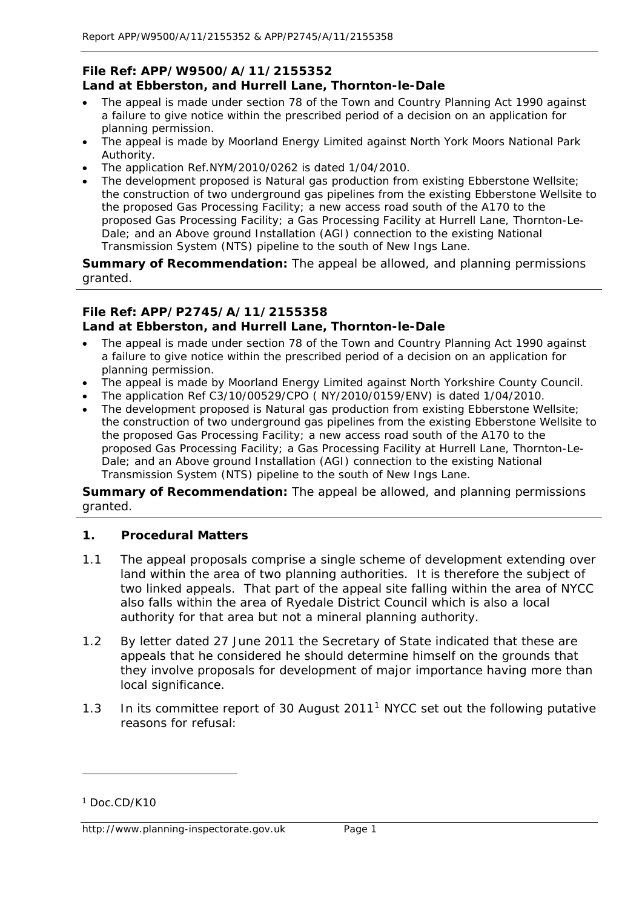**File Ref: APP/W9500/A/11/2155352**
**Land at Ebberston, and Hurrell Lane, Thornton-le-Dale**

- The appeal is made under section 78 of the Town and Country Planning Act 1990 against a failure to give notice within the prescribed period of a decision on an application for planning permission.
- The appeal is made by Moorland Energy Limited against North York Moors National Park Authority.
- The application Ref.NYM/2010/0262 is dated 1/04/2010.
- The development proposed is Natural gas production from existing Ebberstone Wellsite; the construction of two underground gas pipelines from the existing Ebberstone Wellsite to the proposed Gas Processing Facility; a new access road south of the A170 to the proposed Gas Processing Facility; a Gas Processing Facility at Hurrell Lane, Thornton-Le-Dale; and an Above ground Installation (AGI) connection to the existing National Transmission System (NTS) pipeline to the south of New Ings Lane.

**Summary of Recommendation:** The appeal be allowed, and planning permissions granted.

**File Ref: APP/P2745/A/11/2155358**
**Land at Ebberston, and Hurrell Lane, Thornton-le-Dale**

- The appeal is made under section 78 of the Town and Country Planning Act 1990 against a failure to give notice within the prescribed period of a decision on an application for planning permission.
- The appeal is made by Moorland Energy Limited against North Yorkshire County Council.
- The application Ref C3/10/00529/CPO ( NY/2010/0159/ENV) is dated 1/04/2010.
- The development proposed is Natural gas production from existing Ebberstone Wellsite; the construction of two underground gas pipelines from the existing Ebberstone Wellsite to the proposed Gas Processing Facility; a new access road south of the A170 to the proposed Gas Processing Facility; a Gas Processing Facility at Hurrell Lane, Thornton-Le-Dale; and an Above ground Installation (AGI) connection to the existing National Transmission System (NTS) pipeline to the south of New Ings Lane.

**Summary of Recommendation:** The appeal be allowed, and planning permissions granted.

## 1. Procedural Matters

1.1 The appeal proposals comprise a single scheme of development extending over land within the area of two planning authorities. It is therefore the subject of two linked appeals. That part of the appeal site falling within the area of NYCC also falls within the area of Ryedale District Council which is also a local authority for that area but not a mineral planning authority.

1.2 By letter dated 27 June 2011 the Secretary of State indicated that these are appeals that he considered he should determine himself on the grounds that they involve proposals for development of major importance having more than local significance.

1.3 In its committee report of 30 August 2011[1] NYCC set out the following putative reasons for refusal:

[1] Doc.CD/K10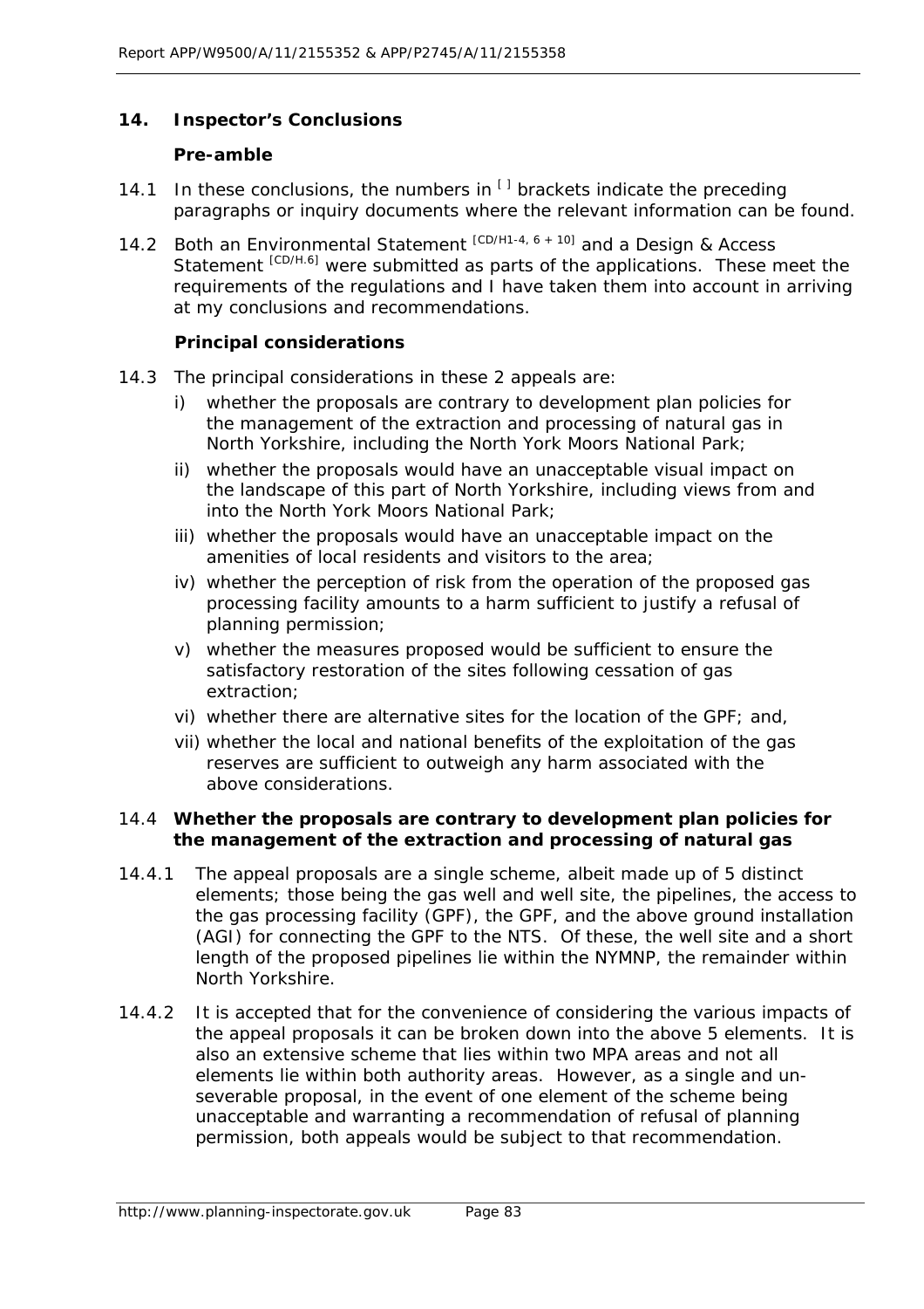## 14. Inspector's Conclusions

### Pre-amble

14.1 In these conclusions, the numbers in [ ] brackets indicate the preceding paragraphs or inquiry documents where the relevant information can be found.

14.2 Both an Environmental Statement [CD/H1-4, 6 + 10] and a Design & Access Statement [CD/H.6] were submitted as parts of the applications. These meet the requirements of the regulations and I have taken them into account in arriving at my conclusions and recommendations.

### Principal considerations

14.3 The principal considerations in these 2 appeals are:

- i) whether the proposals are contrary to development plan policies for the management of the extraction and processing of natural gas in North Yorkshire, including the North York Moors National Park;
- ii) whether the proposals would have an unacceptable visual impact on the landscape of this part of North Yorkshire, including views from and into the North York Moors National Park;
- iii) whether the proposals would have an unacceptable impact on the amenities of local residents and visitors to the area;
- iv) whether the perception of risk from the operation of the proposed gas processing facility amounts to a harm sufficient to justify a refusal of planning permission;
- v) whether the measures proposed would be sufficient to ensure the satisfactory restoration of the sites following cessation of gas extraction;
- vi) whether there are alternative sites for the location of the GPF; and,
- vii) whether the local and national benefits of the exploitation of the gas reserves are sufficient to outweigh any harm associated with the above considerations.

### 14.4 Whether the proposals are contrary to development plan policies for the management of the extraction and processing of natural gas

14.4.1 The appeal proposals are a single scheme, albeit made up of 5 distinct elements; those being the gas well and well site, the pipelines, the access to the gas processing facility (GPF), the GPF, and the above ground installation (AGI) for connecting the GPF to the NTS. Of these, the well site and a short length of the proposed pipelines lie within the NYMNP, the remainder within North Yorkshire.

14.4.2 It is accepted that for the convenience of considering the various impacts of the appeal proposals it can be broken down into the above 5 elements. It is also an extensive scheme that lies within two MPA areas and not all elements lie within both authority areas. However, as a single and un-severable proposal, in the event of one element of the scheme being unacceptable and warranting a recommendation of refusal of planning permission, both appeals would be subject to that recommendation.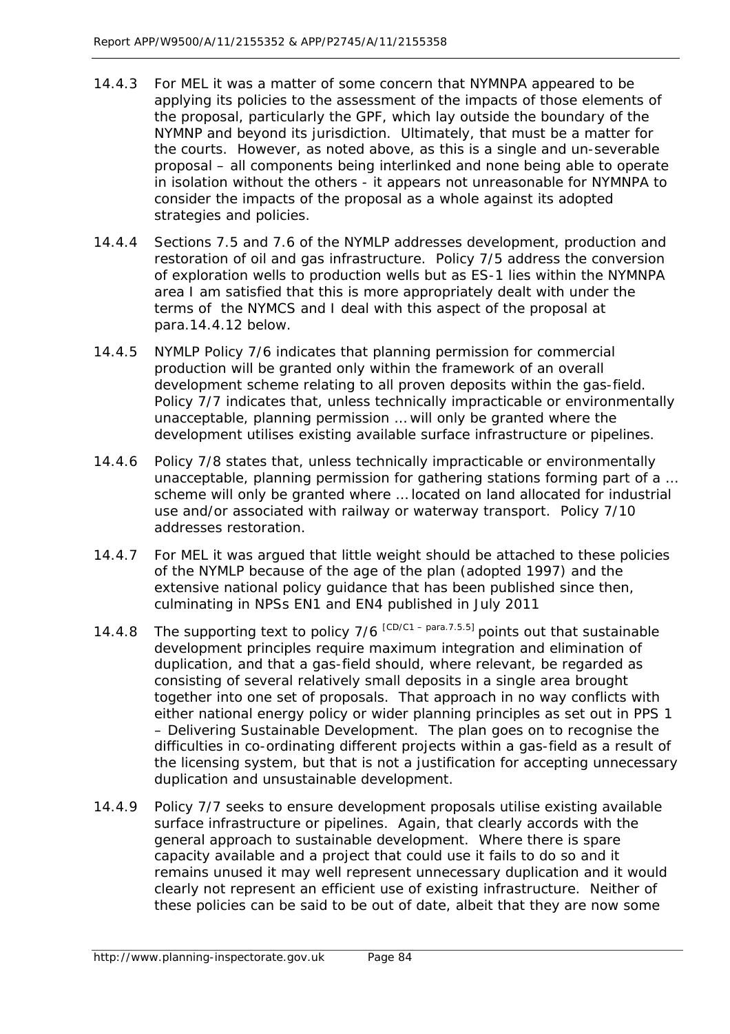14.4.3 For MEL it was a matter of some concern that NYMNPA appeared to be applying its policies to the assessment of the impacts of those elements of the proposal, particularly the GPF, which lay outside the boundary of the NYMNP and beyond its jurisdiction. Ultimately, that must be a matter for the courts. However, as noted above, as this is a single and un-severable proposal – all components being interlinked and none being able to operate in isolation without the others - it appears not unreasonable for NYMNPA to consider the impacts of the proposal as a whole against its adopted strategies and policies.

14.4.4 Sections 7.5 and 7.6 of the NYMLP addresses development, production and restoration of oil and gas infrastructure. Policy 7/5 address the conversion of exploration wells to production wells but as ES-1 lies within the NYMNPA area I am satisfied that this is more appropriately dealt with under the terms of the NYMCS and I deal with this aspect of the proposal at para.14.4.12 below.

14.4.5 NYMLP Policy 7/6 indicates that planning permission for commercial production will be granted only within the framework of an overall development scheme relating to all proven deposits within the gas-field. Policy 7/7 indicates that, unless technically impracticable or environmentally unacceptable, planning permission … will only be granted where the development utilises existing available surface infrastructure or pipelines.

14.4.6 Policy 7/8 states that, unless technically impracticable or environmentally unacceptable, planning permission for gathering stations forming part of a … scheme will only be granted where … located on land allocated for industrial use and/or associated with railway or waterway transport. Policy 7/10 addresses restoration.

14.4.7 For MEL it was argued that little weight should be attached to these policies of the NYMLP because of the age of the plan (adopted 1997) and the extensive national policy guidance that has been published since then, culminating in NPSs EN1 and EN4 published in July 2011

14.4.8 The supporting text to policy 7/6 [CD/C1 – para.7.5.5] points out that sustainable development principles require maximum integration and elimination of duplication, and that a gas-field should, where relevant, be regarded as consisting of several relatively small deposits in a single area brought together into one set of proposals. That approach in no way conflicts with either national energy policy or wider planning principles as set out in PPS 1 – Delivering Sustainable Development. The plan goes on to recognise the difficulties in co-ordinating different projects within a gas-field as a result of the licensing system, but that is not a justification for accepting unnecessary duplication and unsustainable development.

14.4.9 Policy 7/7 seeks to ensure development proposals utilise existing available surface infrastructure or pipelines. Again, that clearly accords with the general approach to sustainable development. Where there is spare capacity available and a project that could use it fails to do so and it remains unused it may well represent unnecessary duplication and it would clearly not represent an efficient use of existing infrastructure. Neither of these policies can be said to be out of date, albeit that they are now some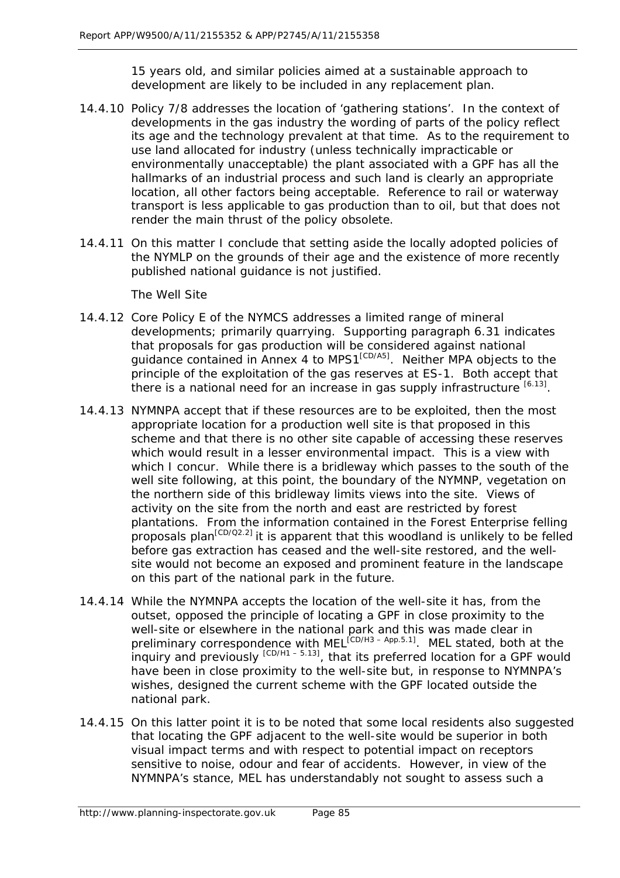15 years old, and similar policies aimed at a sustainable approach to development are likely to be included in any replacement plan.

14.4.10 Policy 7/8 addresses the location of 'gathering stations'. In the context of developments in the gas industry the wording of parts of the policy reflect its age and the technology prevalent at that time. As to the requirement to use land allocated for industry (unless technically impracticable or environmentally unacceptable) the plant associated with a GPF has all the hallmarks of an industrial process and such land is clearly an appropriate location, all other factors being acceptable. Reference to rail or waterway transport is less applicable to gas production than to oil, but that does not render the main thrust of the policy obsolete.

14.4.11 On this matter I conclude that setting aside the locally adopted policies of the NYMLP on the grounds of their age and the existence of more recently published national guidance is not justified.

*The Well Site*

14.4.12 Core Policy E of the NYMCS addresses a limited range of mineral developments; primarily quarrying. Supporting paragraph 6.31 indicates that proposals for gas production will be considered against national guidance contained in Annex 4 to MPS1[CD/A5]. Neither MPA objects to the principle of the exploitation of the gas reserves at ES-1. Both accept that there is a national need for an increase in gas supply infrastructure [6.13].

14.4.13 NYMNPA accept that if these resources are to be exploited, then the most appropriate location for a production well site is that proposed in this scheme and that there is no other site capable of accessing these reserves which would result in a lesser environmental impact. This is a view with which I concur. While there is a bridleway which passes to the south of the well site following, at this point, the boundary of the NYMNP, vegetation on the northern side of this bridleway limits views into the site. Views of activity on the site from the north and east are restricted by forest plantations. From the information contained in the Forest Enterprise felling proposals plan[CD/Q2.2] it is apparent that this woodland is unlikely to be felled before gas extraction has ceased and the well-site restored, and the well-site would not become an exposed and prominent feature in the landscape on this part of the national park in the future.

14.4.14 While the NYMNPA accepts the location of the well-site it has, from the outset, opposed the principle of locating a GPF in close proximity to the well-site or elsewhere in the national park and this was made clear in preliminary correspondence with MEL[CD/H3 – App.5.1]. MEL stated, both at the inquiry and previously [CD/H1 – 5.13], that its preferred location for a GPF would have been in close proximity to the well-site but, in response to NYMNPA's wishes, designed the current scheme with the GPF located outside the national park.

14.4.15 On this latter point it is to be noted that some local residents also suggested that locating the GPF adjacent to the well-site would be superior in both visual impact terms and with respect to potential impact on receptors sensitive to noise, odour and fear of accidents. However, in view of the NYMNPA's stance, MEL has understandably not sought to assess such a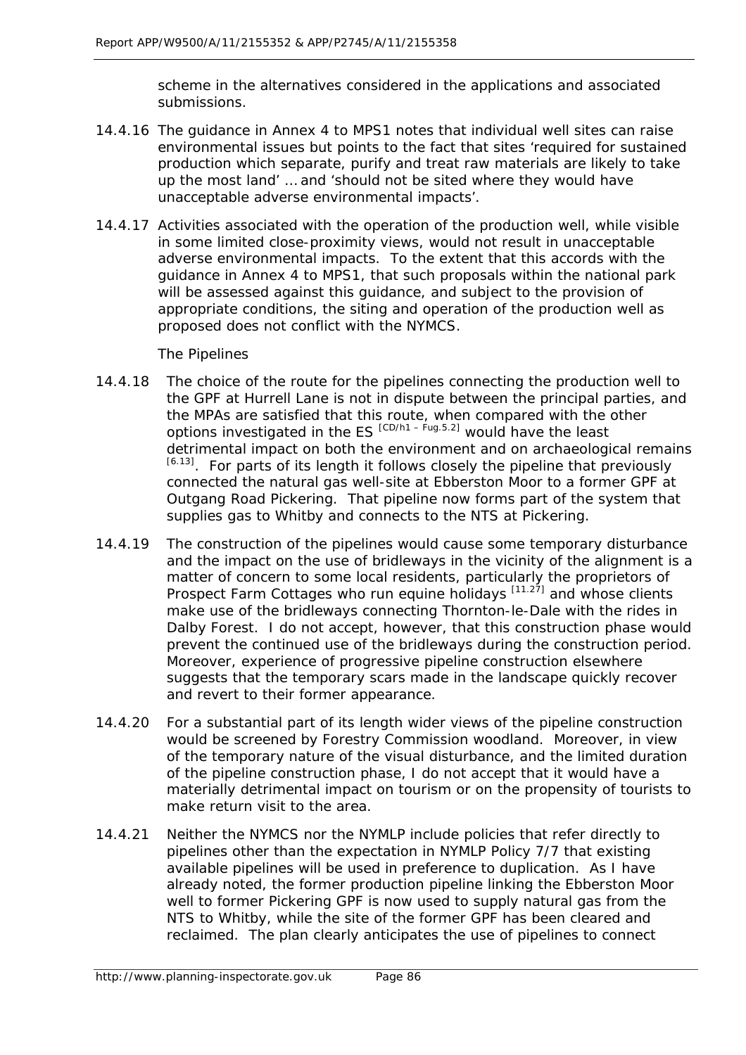scheme in the alternatives considered in the applications and associated submissions.

14.4.16 The guidance in Annex 4 to MPS1 notes that individual well sites can raise environmental issues but points to the fact that sites 'required for sustained production which separate, purify and treat raw materials are likely to take up the most land' … and 'should not be sited where they would have unacceptable adverse environmental impacts'.

14.4.17 Activities associated with the operation of the production well, while visible in some limited close-proximity views, would not result in unacceptable adverse environmental impacts. To the extent that this accords with the guidance in Annex 4 to MPS1, that such proposals within the national park will be assessed against this guidance, and subject to the provision of appropriate conditions, the siting and operation of the production well as proposed does not conflict with the NYMCS.

The Pipelines

14.4.18 The choice of the route for the pipelines connecting the production well to the GPF at Hurrell Lane is not in dispute between the principal parties, and the MPAs are satisfied that this route, when compared with the other options investigated in the ES [CD/h1 – Fug.5.2] would have the least detrimental impact on both the environment and on archaeological remains [6.13]. For parts of its length it follows closely the pipeline that previously connected the natural gas well-site at Ebberston Moor to a former GPF at Outgang Road Pickering. That pipeline now forms part of the system that supplies gas to Whitby and connects to the NTS at Pickering.

14.4.19 The construction of the pipelines would cause some temporary disturbance and the impact on the use of bridleways in the vicinity of the alignment is a matter of concern to some local residents, particularly the proprietors of Prospect Farm Cottages who run equine holidays [11.27] and whose clients make use of the bridleways connecting Thornton-le-Dale with the rides in Dalby Forest. I do not accept, however, that this construction phase would prevent the continued use of the bridleways during the construction period. Moreover, experience of progressive pipeline construction elsewhere suggests that the temporary scars made in the landscape quickly recover and revert to their former appearance.

14.4.20 For a substantial part of its length wider views of the pipeline construction would be screened by Forestry Commission woodland. Moreover, in view of the temporary nature of the visual disturbance, and the limited duration of the pipeline construction phase, I do not accept that it would have a materially detrimental impact on tourism or on the propensity of tourists to make return visit to the area.

14.4.21 Neither the NYMCS nor the NYMLP include policies that refer directly to pipelines other than the expectation in NYMLP Policy 7/7 that existing available pipelines will be used in preference to duplication. As I have already noted, the former production pipeline linking the Ebberston Moor well to former Pickering GPF is now used to supply natural gas from the NTS to Whitby, while the site of the former GPF has been cleared and reclaimed. The plan clearly anticipates the use of pipelines to connect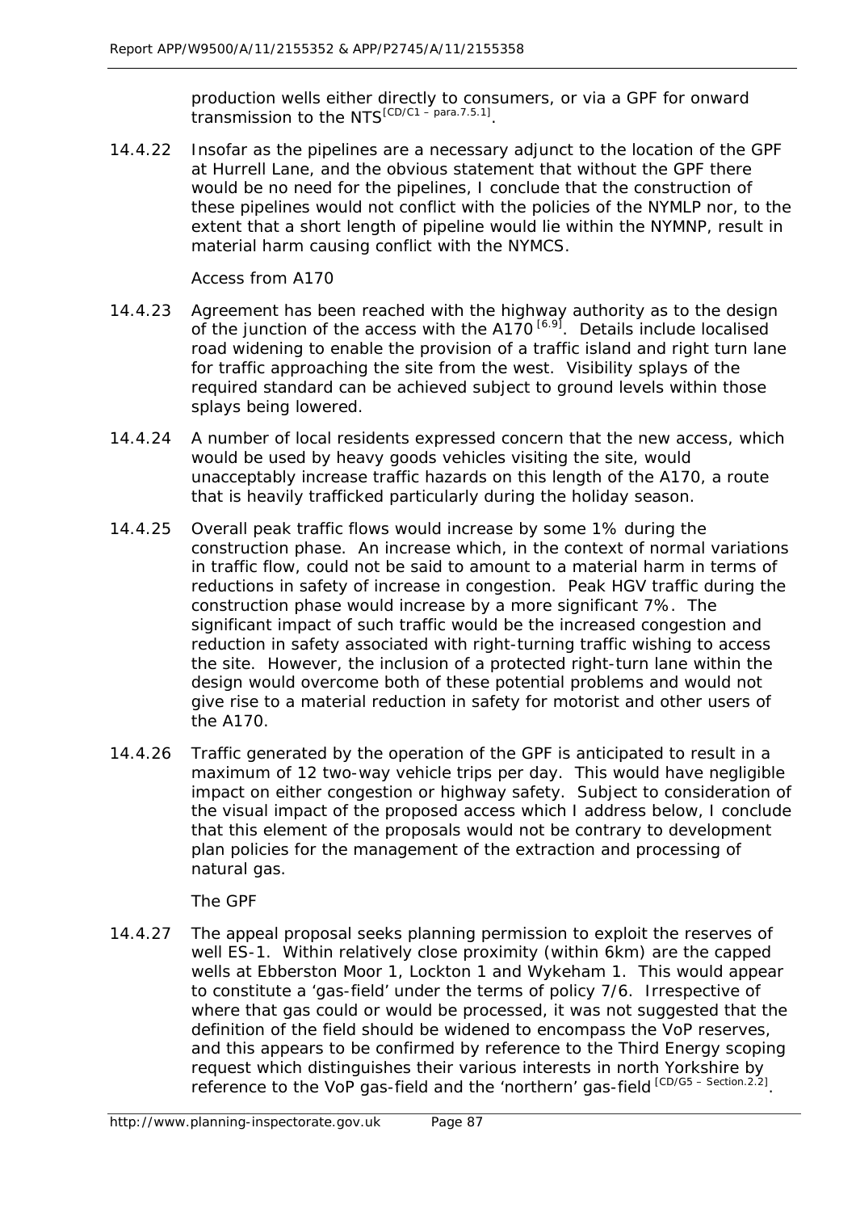production wells either directly to consumers, or via a GPF for onward transmission to the NTS[CD/C1 – para.7.5.1].

14.4.22 Insofar as the pipelines are a necessary adjunct to the location of the GPF at Hurrell Lane, and the obvious statement that without the GPF there would be no need for the pipelines, I conclude that the construction of these pipelines would not conflict with the policies of the NYMLP nor, to the extent that a short length of pipeline would lie within the NYMNP, result in material harm causing conflict with the NYMCS.

*Access from A170*

14.4.23 Agreement has been reached with the highway authority as to the design of the junction of the access with the A170 [6.9]. Details include localised road widening to enable the provision of a traffic island and right turn lane for traffic approaching the site from the west. Visibility splays of the required standard can be achieved subject to ground levels within those splays being lowered.

14.4.24 A number of local residents expressed concern that the new access, which would be used by heavy goods vehicles visiting the site, would unacceptably increase traffic hazards on this length of the A170, a route that is heavily trafficked particularly during the holiday season.

14.4.25 Overall peak traffic flows would increase by some 1% during the construction phase. An increase which, in the context of normal variations in traffic flow, could not be said to amount to a material harm in terms of reductions in safety of increase in congestion. Peak HGV traffic during the construction phase would increase by a more significant 7%. The significant impact of such traffic would be the increased congestion and reduction in safety associated with right-turning traffic wishing to access the site. However, the inclusion of a protected right-turn lane within the design would overcome both of these potential problems and would not give rise to a material reduction in safety for motorist and other users of the A170.

14.4.26 Traffic generated by the operation of the GPF is anticipated to result in a maximum of 12 two-way vehicle trips per day. This would have negligible impact on either congestion or highway safety. Subject to consideration of the visual impact of the proposed access which I address below, I conclude that this element of the proposals would not be contrary to development plan policies for the management of the extraction and processing of natural gas.

*The GPF*

14.4.27 The appeal proposal seeks planning permission to exploit the reserves of well ES-1. Within relatively close proximity (within 6km) are the capped wells at Ebberston Moor 1, Lockton 1 and Wykeham 1. This would appear to constitute a 'gas-field' under the terms of policy 7/6. Irrespective of where that gas could or would be processed, it was not suggested that the definition of the field should be widened to encompass the VoP reserves, and this appears to be confirmed by reference to the Third Energy scoping request which distinguishes their various interests in north Yorkshire by reference to the VoP gas-field and the 'northern' gas-field [CD/G5 – Section.2.2].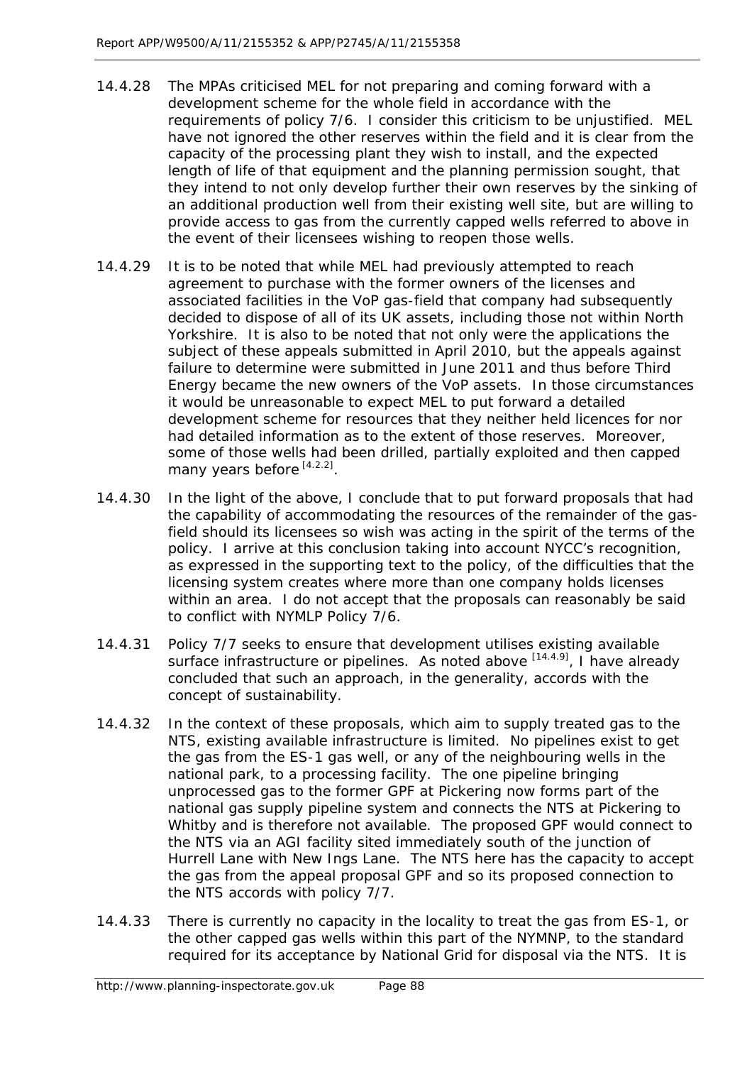14.4.28 The MPAs criticised MEL for not preparing and coming forward with a development scheme for the whole field in accordance with the requirements of policy 7/6. I consider this criticism to be unjustified. MEL have not ignored the other reserves within the field and it is clear from the capacity of the processing plant they wish to install, and the expected length of life of that equipment and the planning permission sought, that they intend to not only develop further their own reserves by the sinking of an additional production well from their existing well site, but are willing to provide access to gas from the currently capped wells referred to above in the event of their licensees wishing to reopen those wells.

14.4.29 It is to be noted that while MEL had previously attempted to reach agreement to purchase with the former owners of the licenses and associated facilities in the VoP gas-field that company had subsequently decided to dispose of all of its UK assets, including those not within North Yorkshire. It is also to be noted that not only were the applications the subject of these appeals submitted in April 2010, but the appeals against failure to determine were submitted in June 2011 and thus before Third Energy became the new owners of the VoP assets. In those circumstances it would be unreasonable to expect MEL to put forward a detailed development scheme for resources that they neither held licences for nor had detailed information as to the extent of those reserves. Moreover, some of those wells had been drilled, partially exploited and then capped many years before [4.2.2].

14.4.30 In the light of the above, I conclude that to put forward proposals that had the capability of accommodating the resources of the remainder of the gas-field should its licensees so wish was acting in the spirit of the terms of the policy. I arrive at this conclusion taking into account NYCC's recognition, as expressed in the supporting text to the policy, of the difficulties that the licensing system creates where more than one company holds licenses within an area. I do not accept that the proposals can reasonably be said to conflict with NYMLP Policy 7/6.

14.4.31 Policy 7/7 seeks to ensure that development utilises existing available surface infrastructure or pipelines. As noted above [14.4.9], I have already concluded that such an approach, in the generality, accords with the concept of sustainability.

14.4.32 In the context of these proposals, which aim to supply treated gas to the NTS, existing available infrastructure is limited. No pipelines exist to get the gas from the ES-1 gas well, or any of the neighbouring wells in the national park, to a processing facility. The one pipeline bringing unprocessed gas to the former GPF at Pickering now forms part of the national gas supply pipeline system and connects the NTS at Pickering to Whitby and is therefore not available. The proposed GPF would connect to the NTS via an AGI facility sited immediately south of the junction of Hurrell Lane with New Ings Lane. The NTS here has the capacity to accept the gas from the appeal proposal GPF and so its proposed connection to the NTS accords with policy 7/7.

14.4.33 There is currently no capacity in the locality to treat the gas from ES-1, or the other capped gas wells within this part of the NYMNP, to the standard required for its acceptance by National Grid for disposal via the NTS. It is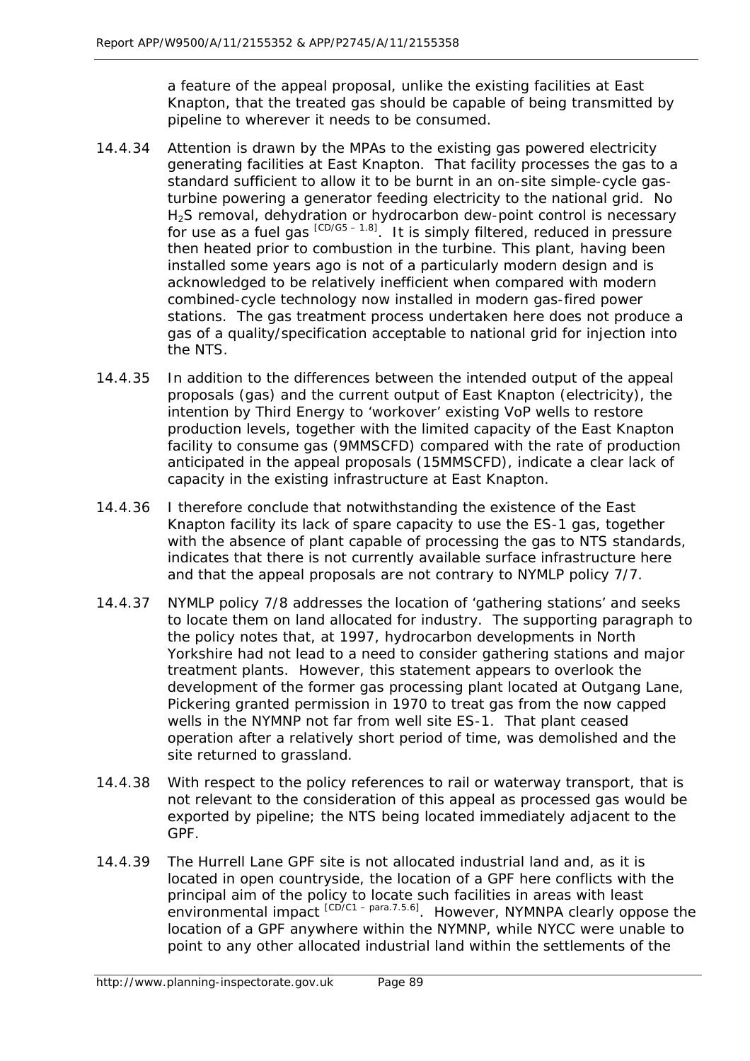a feature of the appeal proposal, unlike the existing facilities at East Knapton, that the treated gas should be capable of being transmitted by pipeline to wherever it needs to be consumed.

14.4.34 Attention is drawn by the MPAs to the existing gas powered electricity generating facilities at East Knapton. That facility processes the gas to a standard sufficient to allow it to be burnt in an on-site simple-cycle gas-turbine powering a generator feeding electricity to the national grid. No $H_2S$ removal, dehydration or hydrocarbon dew-point control is necessary for use as a fuel gas [CD/G5 – 1.8]. It is simply filtered, reduced in pressure then heated prior to combustion in the turbine. This plant, having been installed some years ago is not of a particularly modern design and is acknowledged to be relatively inefficient when compared with modern combined-cycle technology now installed in modern gas-fired power stations. The gas treatment process undertaken here does not produce a gas of a quality/specification acceptable to national grid for injection into the NTS.

14.4.35 In addition to the differences between the intended output of the appeal proposals (gas) and the current output of East Knapton (electricity), the intention by Third Energy to 'workover' existing VoP wells to restore production levels, together with the limited capacity of the East Knapton facility to consume gas (9MMSCFD) compared with the rate of production anticipated in the appeal proposals (15MMSCFD), indicate a clear lack of capacity in the existing infrastructure at East Knapton.

14.4.36 I therefore conclude that notwithstanding the existence of the East Knapton facility its lack of spare capacity to use the ES-1 gas, together with the absence of plant capable of processing the gas to NTS standards, indicates that there is not currently available surface infrastructure here and that the appeal proposals are not contrary to NYMLP policy 7/7.

14.4.37 NYMLP policy 7/8 addresses the location of 'gathering stations' and seeks to locate them on land allocated for industry. The supporting paragraph to the policy notes that, at 1997, hydrocarbon developments in North Yorkshire had not lead to a need to consider gathering stations and major treatment plants. However, this statement appears to overlook the development of the former gas processing plant located at Outgang Lane, Pickering granted permission in 1970 to treat gas from the now capped wells in the NYMNP not far from well site ES-1. That plant ceased operation after a relatively short period of time, was demolished and the site returned to grassland.

14.4.38 With respect to the policy references to rail or waterway transport, that is not relevant to the consideration of this appeal as processed gas would be exported by pipeline; the NTS being located immediately adjacent to the GPF.

14.4.39 The Hurrell Lane GPF site is not allocated industrial land and, as it is located in open countryside, the location of a GPF here conflicts with the principal aim of the policy to locate such facilities in areas with least environmental impact [CD/C1 – para.7.5.6]. However, NYMNPA clearly oppose the location of a GPF anywhere within the NYMNP, while NYCC were unable to point to any other allocated industrial land within the settlements of the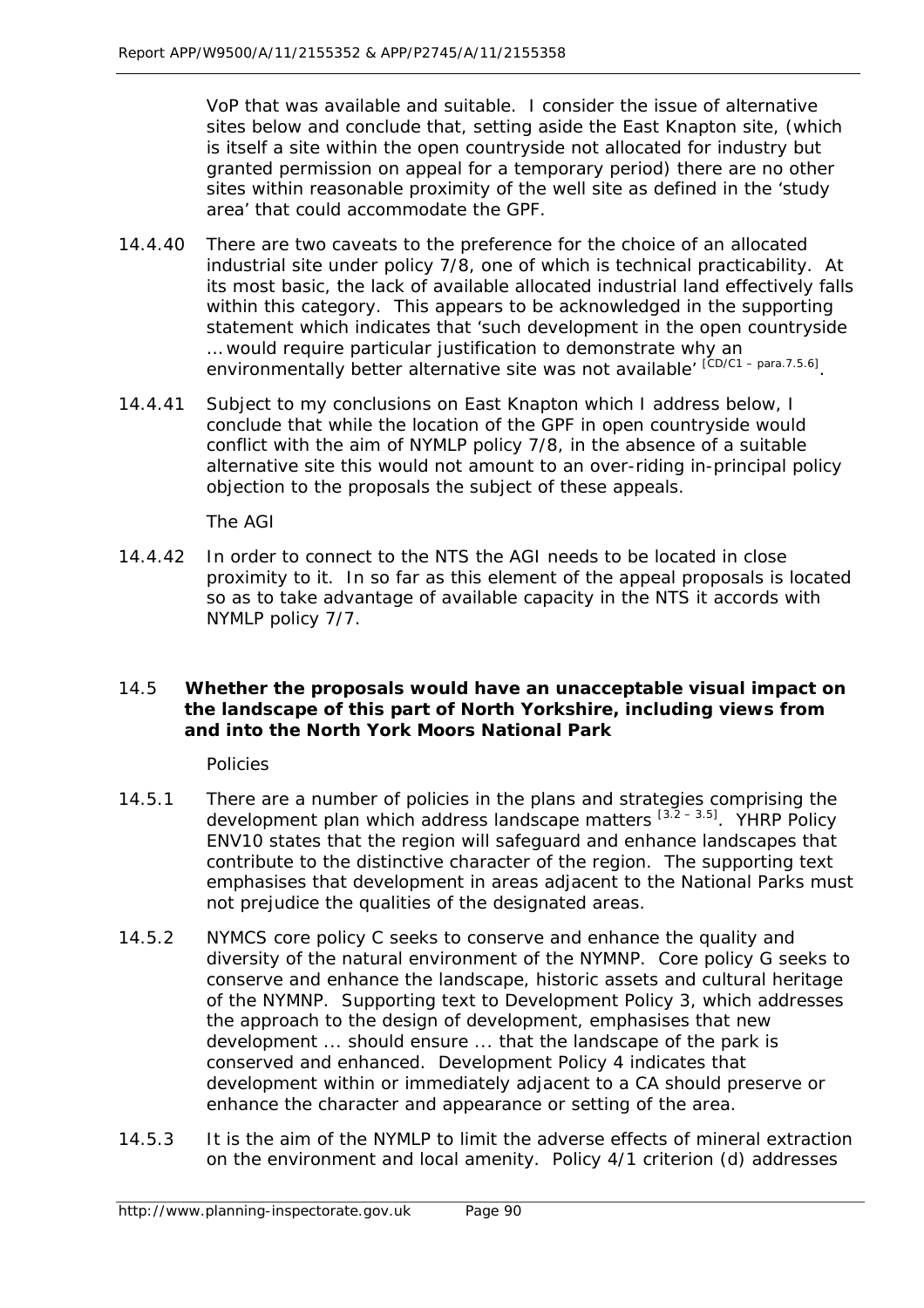VoP that was available and suitable. I consider the issue of alternative sites below and conclude that, setting aside the East Knapton site, (which is itself a site within the open countryside not allocated for industry but granted permission on appeal for a temporary period) there are no other sites within reasonable proximity of the well site as defined in the 'study area' that could accommodate the GPF.

14.4.40 There are two caveats to the preference for the choice of an allocated industrial site under policy 7/8, one of which is technical practicability. At its most basic, the lack of available allocated industrial land effectively falls within this category. This appears to be acknowledged in the supporting statement which indicates that 'such development in the open countryside … would require particular justification to demonstrate why an environmentally better alternative site was not available' [CD/C1 – para.7.5.6].

14.4.41 Subject to my conclusions on East Knapton which I address below, I conclude that while the location of the GPF in open countryside would conflict with the aim of NYMLP policy 7/8, in the absence of a suitable alternative site this would not amount to an over-riding in-principal policy objection to the proposals the subject of these appeals.

*The AGI*

14.4.42 In order to connect to the NTS the AGI needs to be located in close proximity to it. In so far as this element of the appeal proposals is located so as to take advantage of available capacity in the NTS it accords with NYMLP policy 7/7.

### 14.5 Whether the proposals would have an unacceptable visual impact on the landscape of this part of North Yorkshire, including views from and into the North York Moors National Park

*Policies*

14.5.1 There are a number of policies in the plans and strategies comprising the development plan which address landscape matters [3.2 – 3.5]. YHRP Policy ENV10 states that the region will safeguard and enhance landscapes that contribute to the distinctive character of the region. The supporting text emphasises that development in areas adjacent to the National Parks must not prejudice the qualities of the designated areas.

14.5.2 NYMCS core policy C seeks to conserve and enhance the quality and diversity of the natural environment of the NYMNP. Core policy G seeks to conserve and enhance the landscape, historic assets and cultural heritage of the NYMNP. Supporting text to Development Policy 3, which addresses the approach to the design of development, emphasises that new development ... should ensure ... that the landscape of the park is conserved and enhanced. Development Policy 4 indicates that development within or immediately adjacent to a CA should preserve or enhance the character and appearance or setting of the area.

14.5.3 It is the aim of the NYMLP to limit the adverse effects of mineral extraction on the environment and local amenity. Policy 4/1 criterion (d) addresses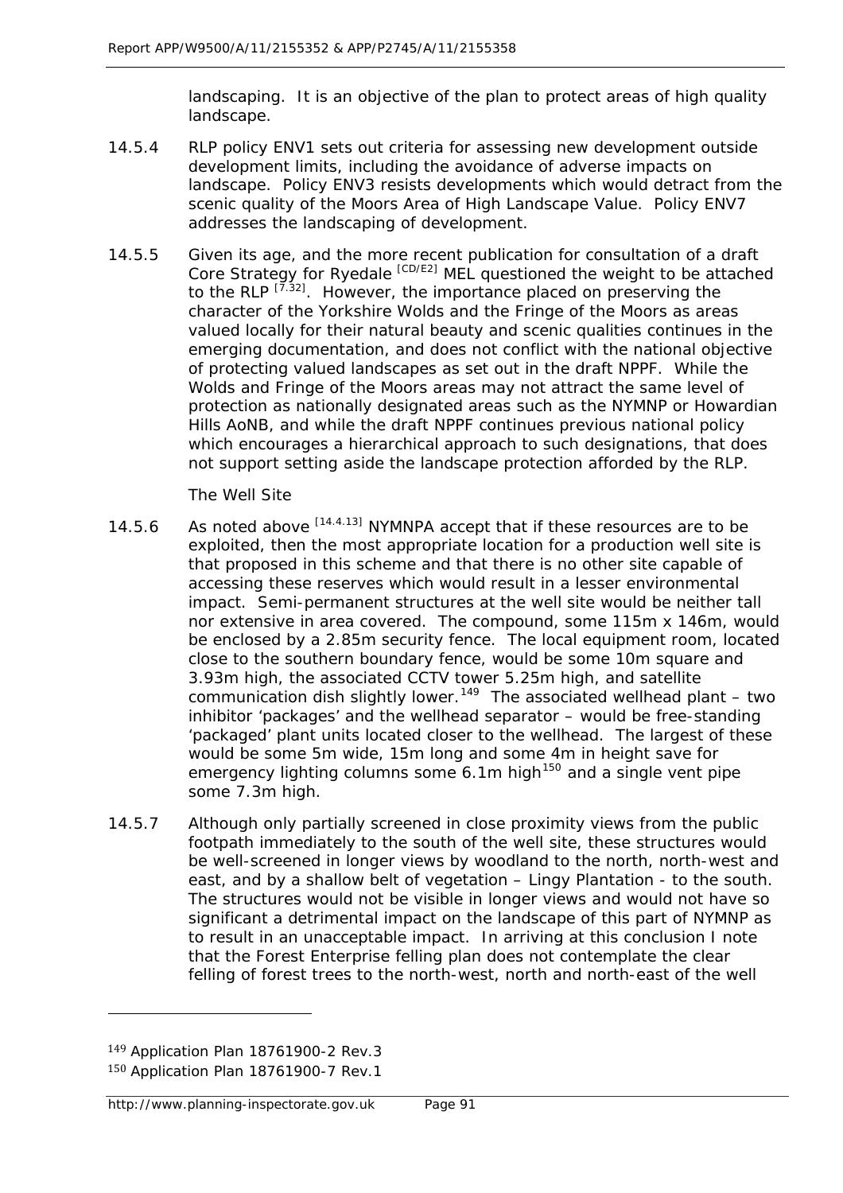landscaping. It is an objective of the plan to protect areas of high quality landscape.

14.5.4 RLP policy ENV1 sets out criteria for assessing new development outside development limits, including the avoidance of adverse impacts on landscape. Policy ENV3 resists developments which would detract from the scenic quality of the Moors Area of High Landscape Value. Policy ENV7 addresses the landscaping of development.

14.5.5 Given its age, and the more recent publication for consultation of a draft Core Strategy for Ryedale [CD/E2] MEL questioned the weight to be attached to the RLP [7.32]. However, the importance placed on preserving the character of the Yorkshire Wolds and the Fringe of the Moors as areas valued locally for their natural beauty and scenic qualities continues in the emerging documentation, and does not conflict with the national objective of protecting valued landscapes as set out in the draft NPPF. While the Wolds and Fringe of the Moors areas may not attract the same level of protection as nationally designated areas such as the NYMNP or Howardian Hills AoNB, and while the draft NPPF continues previous national policy which encourages a hierarchical approach to such designations, that does not support setting aside the landscape protection afforded by the RLP.

*The Well Site*

14.5.6 As noted above [14.4.13] NYMNPA accept that if these resources are to be exploited, then the most appropriate location for a production well site is that proposed in this scheme and that there is no other site capable of accessing these reserves which would result in a lesser environmental impact. Semi-permanent structures at the well site would be neither tall nor extensive in area covered. The compound, some 115m x 146m, would be enclosed by a 2.85m security fence. The local equipment room, located close to the southern boundary fence, would be some 10m square and 3.93m high, the associated CCTV tower 5.25m high, and satellite communication dish slightly lower.[149] The associated wellhead plant – two inhibitor 'packages' and the wellhead separator – would be free-standing 'packaged' plant units located closer to the wellhead. The largest of these would be some 5m wide, 15m long and some 4m in height save for emergency lighting columns some 6.1m high[150] and a single vent pipe some 7.3m high.

14.5.7 Although only partially screened in close proximity views from the public footpath immediately to the south of the well site, these structures would be well-screened in longer views by woodland to the north, north-west and east, and by a shallow belt of vegetation – Lingy Plantation - to the south. The structures would not be visible in longer views and would not have so significant a detrimental impact on the landscape of this part of NYMNP as to result in an unacceptable impact. In arriving at this conclusion I note that the Forest Enterprise felling plan does not contemplate the clear felling of forest trees to the north-west, north and north-east of the well

---

[149] Application Plan 18761900-2 Rev.3

[150] Application Plan 18761900-7 Rev.1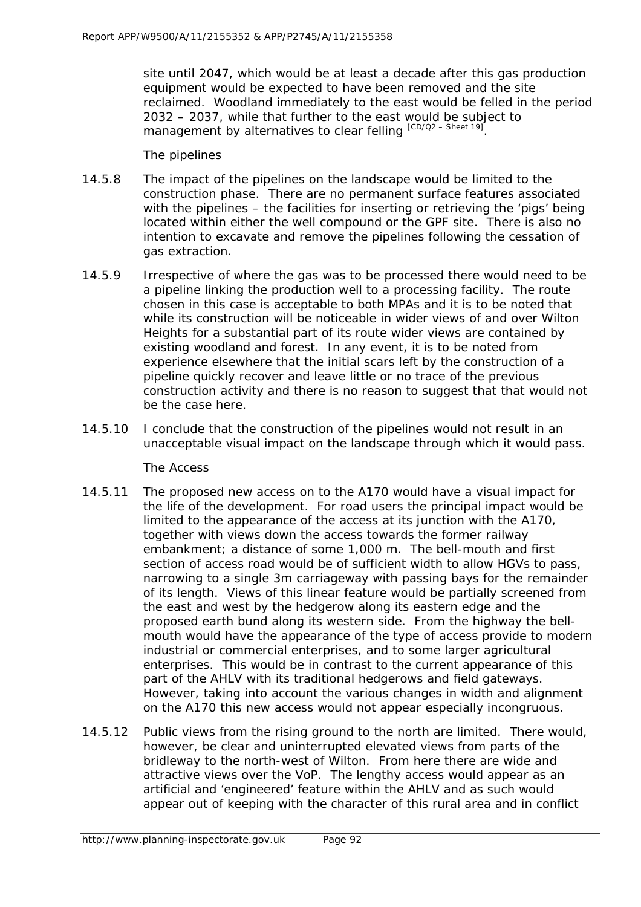site until 2047, which would be at least a decade after this gas production equipment would be expected to have been removed and the site reclaimed. Woodland immediately to the east would be felled in the period 2032 – 2037, while that further to the east would be subject to management by alternatives to clear felling [CD/Q2 – Sheet 19].

*The pipelines*

14.5.8 The impact of the pipelines on the landscape would be limited to the construction phase. There are no permanent surface features associated with the pipelines – the facilities for inserting or retrieving the 'pigs' being located within either the well compound or the GPF site. There is also no intention to excavate and remove the pipelines following the cessation of gas extraction.

14.5.9 Irrespective of where the gas was to be processed there would need to be a pipeline linking the production well to a processing facility. The route chosen in this case is acceptable to both MPAs and it is to be noted that while its construction will be noticeable in wider views of and over Wilton Heights for a substantial part of its route wider views are contained by existing woodland and forest. In any event, it is to be noted from experience elsewhere that the initial scars left by the construction of a pipeline quickly recover and leave little or no trace of the previous construction activity and there is no reason to suggest that that would not be the case here.

14.5.10 I conclude that the construction of the pipelines would not result in an unacceptable visual impact on the landscape through which it would pass.

*The Access*

14.5.11 The proposed new access on to the A170 would have a visual impact for the life of the development. For road users the principal impact would be limited to the appearance of the access at its junction with the A170, together with views down the access towards the former railway embankment; a distance of some 1,000 m. The bell-mouth and first section of access road would be of sufficient width to allow HGVs to pass, narrowing to a single 3m carriageway with passing bays for the remainder of its length. Views of this linear feature would be partially screened from the east and west by the hedgerow along its eastern edge and the proposed earth bund along its western side. From the highway the bell-mouth would have the appearance of the type of access provide to modern industrial or commercial enterprises, and to some larger agricultural enterprises. This would be in contrast to the current appearance of this part of the AHLV with its traditional hedgerows and field gateways. However, taking into account the various changes in width and alignment on the A170 this new access would not appear especially incongruous.

14.5.12 Public views from the rising ground to the north are limited. There would, however, be clear and uninterrupted elevated views from parts of the bridleway to the north-west of Wilton. From here there are wide and attractive views over the VoP. The lengthy access would appear as an artificial and 'engineered' feature within the AHLV and as such would appear out of keeping with the character of this rural area and in conflict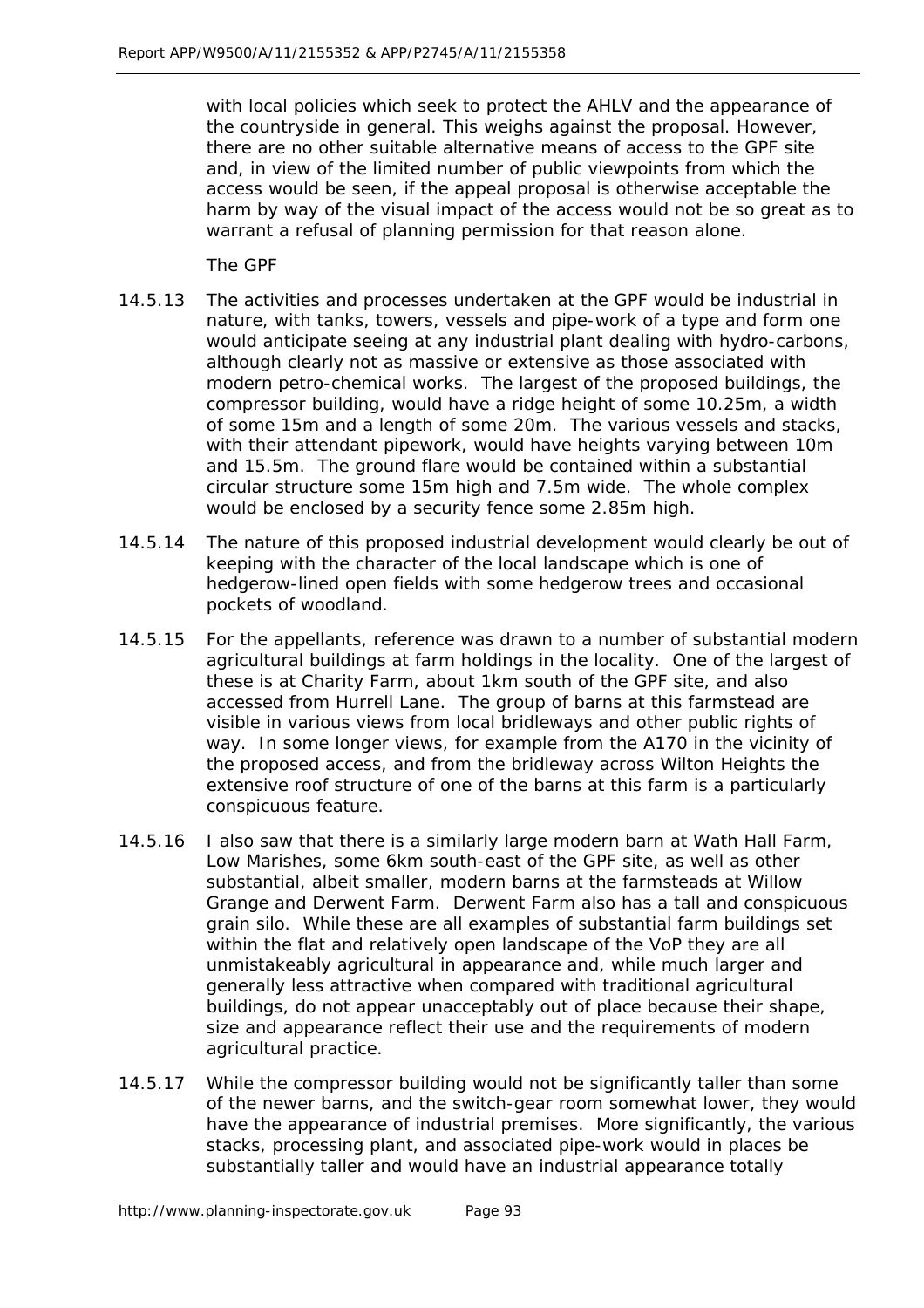with local policies which seek to protect the AHLV and the appearance of the countryside in general. This weighs against the proposal. However, there are no other suitable alternative means of access to the GPF site and, in view of the limited number of public viewpoints from which the access would be seen, if the appeal proposal is otherwise acceptable the harm by way of the visual impact of the access would not be so great as to warrant a refusal of planning permission for that reason alone.

*The GPF*

14.5.13 The activities and processes undertaken at the GPF would be industrial in nature, with tanks, towers, vessels and pipe-work of a type and form one would anticipate seeing at any industrial plant dealing with hydro-carbons, although clearly not as massive or extensive as those associated with modern petro-chemical works. The largest of the proposed buildings, the compressor building, would have a ridge height of some 10.25m, a width of some 15m and a length of some 20m. The various vessels and stacks, with their attendant pipework, would have heights varying between 10m and 15.5m. The ground flare would be contained within a substantial circular structure some 15m high and 7.5m wide. The whole complex would be enclosed by a security fence some 2.85m high.

14.5.14 The nature of this proposed industrial development would clearly be out of keeping with the character of the local landscape which is one of hedgerow-lined open fields with some hedgerow trees and occasional pockets of woodland.

14.5.15 For the appellants, reference was drawn to a number of substantial modern agricultural buildings at farm holdings in the locality. One of the largest of these is at Charity Farm, about 1km south of the GPF site, and also accessed from Hurrell Lane. The group of barns at this farmstead are visible in various views from local bridleways and other public rights of way. In some longer views, for example from the A170 in the vicinity of the proposed access, and from the bridleway across Wilton Heights the extensive roof structure of one of the barns at this farm is a particularly conspicuous feature.

14.5.16 I also saw that there is a similarly large modern barn at Wath Hall Farm, Low Marishes, some 6km south-east of the GPF site, as well as other substantial, albeit smaller, modern barns at the farmsteads at Willow Grange and Derwent Farm. Derwent Farm also has a tall and conspicuous grain silo. While these are all examples of substantial farm buildings set within the flat and relatively open landscape of the VoP they are all unmistakeably agricultural in appearance and, while much larger and generally less attractive when compared with traditional agricultural buildings, do not appear unacceptably out of place because their shape, size and appearance reflect their use and the requirements of modern agricultural practice.

14.5.17 While the compressor building would not be significantly taller than some of the newer barns, and the switch-gear room somewhat lower, they would have the appearance of industrial premises. More significantly, the various stacks, processing plant, and associated pipe-work would in places be substantially taller and would have an industrial appearance totally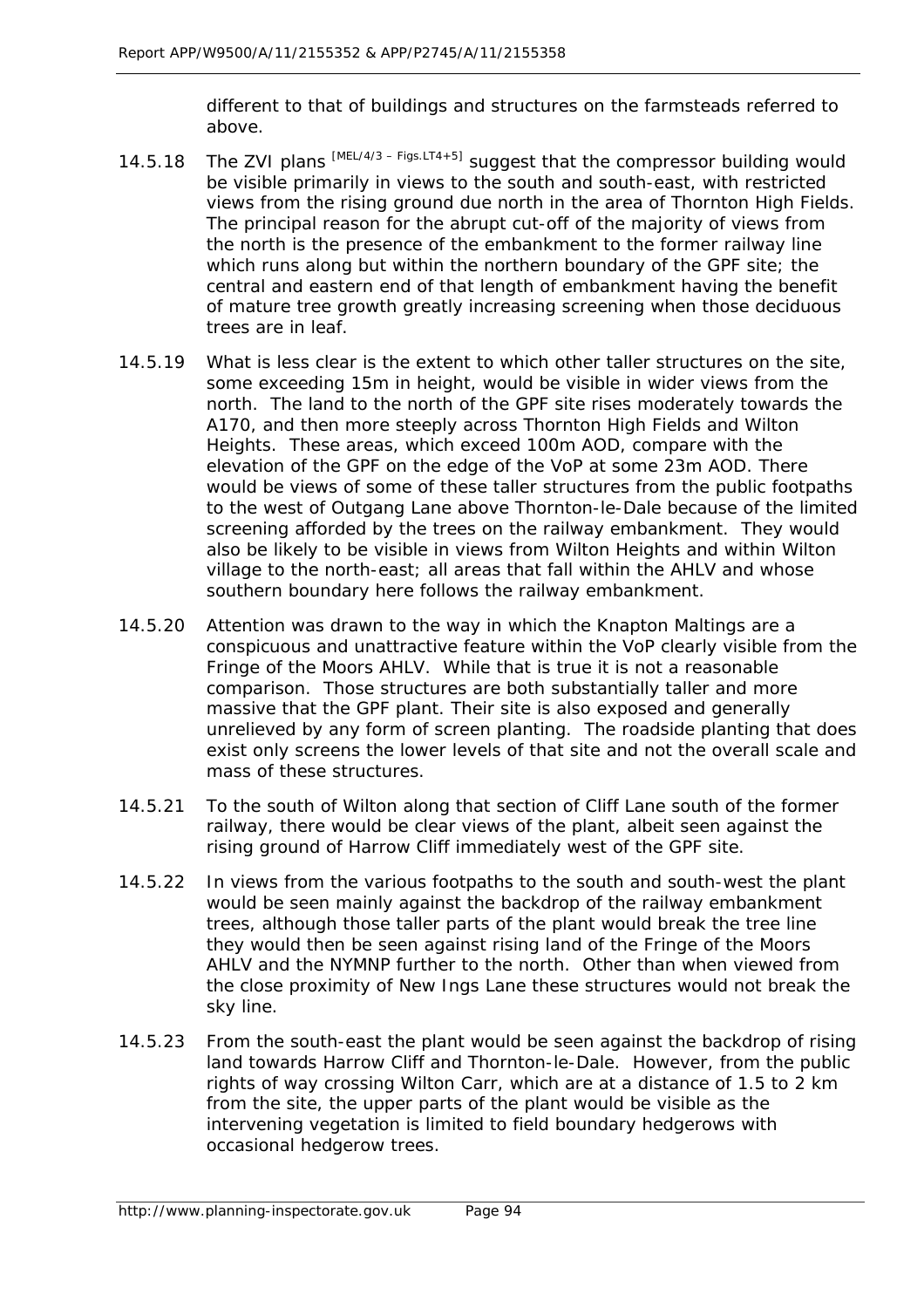different to that of buildings and structures on the farmsteads referred to above.

14.5.18 The ZVI plans [MEL/4/3 – Figs.LT4+5] suggest that the compressor building would be visible primarily in views to the south and south-east, with restricted views from the rising ground due north in the area of Thornton High Fields. The principal reason for the abrupt cut-off of the majority of views from the north is the presence of the embankment to the former railway line which runs along but within the northern boundary of the GPF site; the central and eastern end of that length of embankment having the benefit of mature tree growth greatly increasing screening when those deciduous trees are in leaf.

14.5.19 What is less clear is the extent to which other taller structures on the site, some exceeding 15m in height, would be visible in wider views from the north. The land to the north of the GPF site rises moderately towards the A170, and then more steeply across Thornton High Fields and Wilton Heights. These areas, which exceed 100m AOD, compare with the elevation of the GPF on the edge of the VoP at some 23m AOD. There would be views of some of these taller structures from the public footpaths to the west of Outgang Lane above Thornton-le-Dale because of the limited screening afforded by the trees on the railway embankment. They would also be likely to be visible in views from Wilton Heights and within Wilton village to the north-east; all areas that fall within the AHLV and whose southern boundary here follows the railway embankment.

14.5.20 Attention was drawn to the way in which the Knapton Maltings are a conspicuous and unattractive feature within the VoP clearly visible from the Fringe of the Moors AHLV. While that is true it is not a reasonable comparison. Those structures are both substantially taller and more massive that the GPF plant. Their site is also exposed and generally unrelieved by any form of screen planting. The roadside planting that does exist only screens the lower levels of that site and not the overall scale and mass of these structures.

14.5.21 To the south of Wilton along that section of Cliff Lane south of the former railway, there would be clear views of the plant, albeit seen against the rising ground of Harrow Cliff immediately west of the GPF site.

14.5.22 In views from the various footpaths to the south and south-west the plant would be seen mainly against the backdrop of the railway embankment trees, although those taller parts of the plant would break the tree line they would then be seen against rising land of the Fringe of the Moors AHLV and the NYMNP further to the north. Other than when viewed from the close proximity of New Ings Lane these structures would not break the sky line.

14.5.23 From the south-east the plant would be seen against the backdrop of rising land towards Harrow Cliff and Thornton-le-Dale. However, from the public rights of way crossing Wilton Carr, which are at a distance of 1.5 to 2 km from the site, the upper parts of the plant would be visible as the intervening vegetation is limited to field boundary hedgerows with occasional hedgerow trees.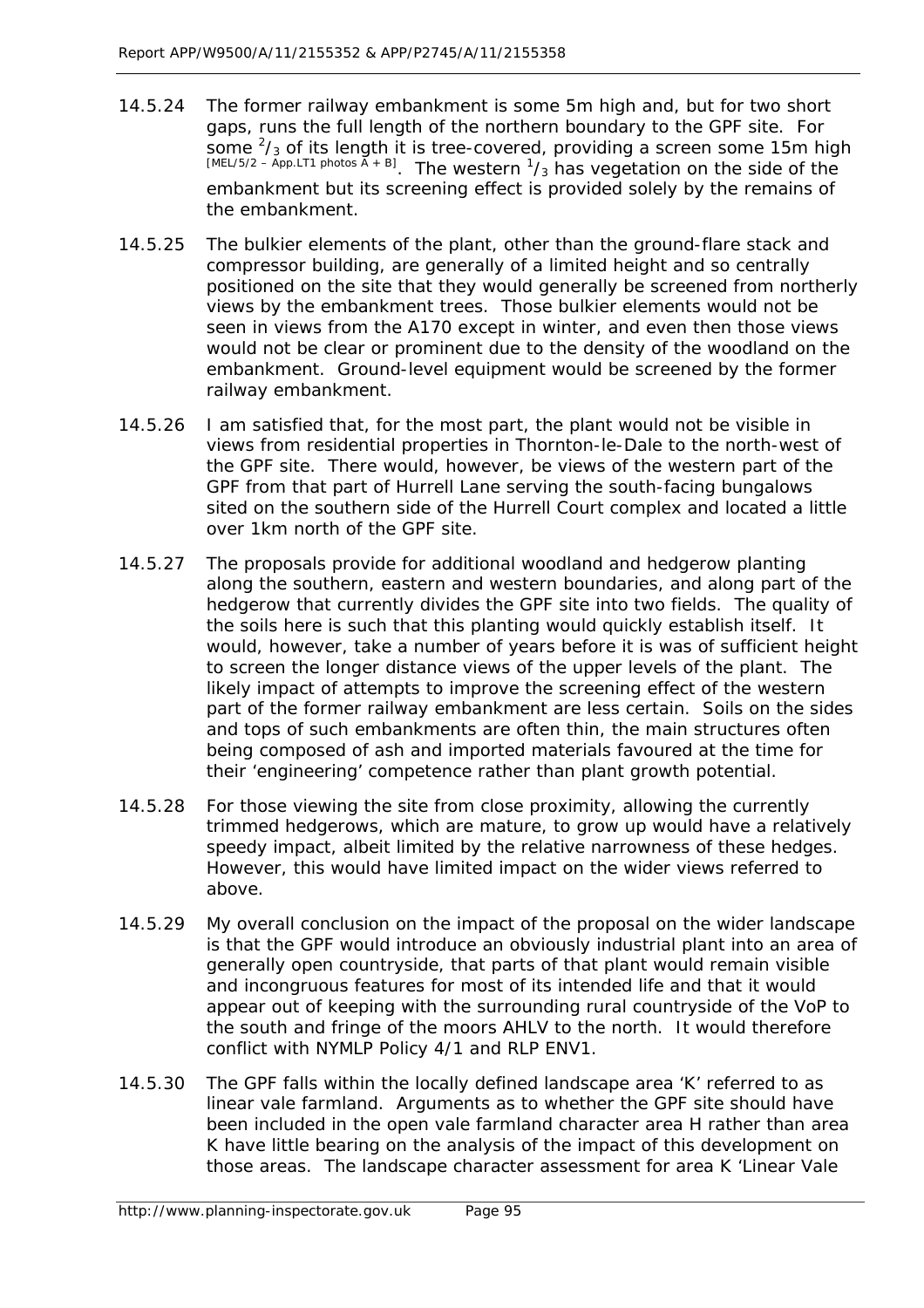14.5.24 The former railway embankment is some 5m high and, but for two short gaps, runs the full length of the northern boundary to the GPF site. For some $^{2}/_{3}$ of its length it is tree-covered, providing a screen some 15m high [MEL/5/2 – App.LT1 photos A + B]. The western $^{1}/_{3}$ has vegetation on the side of the embankment but its screening effect is provided solely by the remains of the embankment.

14.5.25 The bulkier elements of the plant, other than the ground-flare stack and compressor building, are generally of a limited height and so centrally positioned on the site that they would generally be screened from northerly views by the embankment trees. Those bulkier elements would not be seen in views from the A170 except in winter, and even then those views would not be clear or prominent due to the density of the woodland on the embankment. Ground-level equipment would be screened by the former railway embankment.

14.5.26 I am satisfied that, for the most part, the plant would not be visible in views from residential properties in Thornton-le-Dale to the north-west of the GPF site. There would, however, be views of the western part of the GPF from that part of Hurrell Lane serving the south-facing bungalows sited on the southern side of the Hurrell Court complex and located a little over 1km north of the GPF site.

14.5.27 The proposals provide for additional woodland and hedgerow planting along the southern, eastern and western boundaries, and along part of the hedgerow that currently divides the GPF site into two fields. The quality of the soils here is such that this planting would quickly establish itself. It would, however, take a number of years before it is was of sufficient height to screen the longer distance views of the upper levels of the plant. The likely impact of attempts to improve the screening effect of the western part of the former railway embankment are less certain. Soils on the sides and tops of such embankments are often thin, the main structures often being composed of ash and imported materials favoured at the time for their 'engineering' competence rather than plant growth potential.

14.5.28 For those viewing the site from close proximity, allowing the currently trimmed hedgerows, which are mature, to grow up would have a relatively speedy impact, albeit limited by the relative narrowness of these hedges. However, this would have limited impact on the wider views referred to above.

14.5.29 My overall conclusion on the impact of the proposal on the wider landscape is that the GPF would introduce an obviously industrial plant into an area of generally open countryside, that parts of that plant would remain visible and incongruous features for most of its intended life and that it would appear out of keeping with the surrounding rural countryside of the VoP to the south and fringe of the moors AHLV to the north. It would therefore conflict with NYMLP Policy 4/1 and RLP ENV1.

14.5.30 The GPF falls within the locally defined landscape area 'K' referred to as linear vale farmland. Arguments as to whether the GPF site should have been included in the open vale farmland character area H rather than area K have little bearing on the analysis of the impact of this development on those areas. The landscape character assessment for area K 'Linear Vale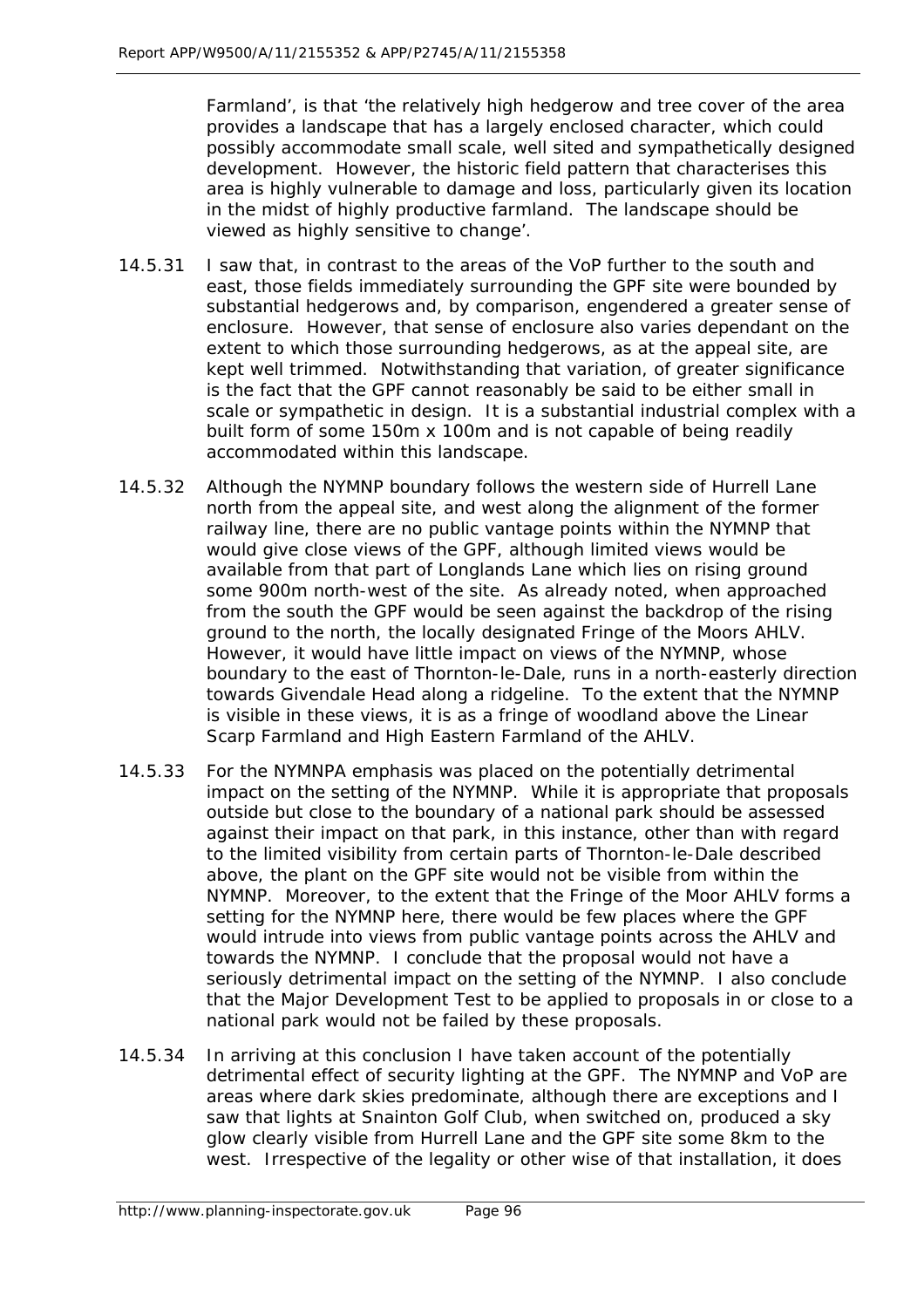Farmland', is that 'the relatively high hedgerow and tree cover of the area provides a landscape that has a largely enclosed character, which could possibly accommodate small scale, well sited and sympathetically designed development. However, the historic field pattern that characterises this area is highly vulnerable to damage and loss, particularly given its location in the midst of highly productive farmland. The landscape should be viewed as highly sensitive to change'.

14.5.31 I saw that, in contrast to the areas of the VoP further to the south and east, those fields immediately surrounding the GPF site were bounded by substantial hedgerows and, by comparison, engendered a greater sense of enclosure. However, that sense of enclosure also varies dependant on the extent to which those surrounding hedgerows, as at the appeal site, are kept well trimmed. Notwithstanding that variation, of greater significance is the fact that the GPF cannot reasonably be said to be either small in scale or sympathetic in design. It is a substantial industrial complex with a built form of some 150m x 100m and is not capable of being readily accommodated within this landscape.

14.5.32 Although the NYMNP boundary follows the western side of Hurrell Lane north from the appeal site, and west along the alignment of the former railway line, there are no public vantage points within the NYMNP that would give close views of the GPF, although limited views would be available from that part of Longlands Lane which lies on rising ground some 900m north-west of the site. As already noted, when approached from the south the GPF would be seen against the backdrop of the rising ground to the north, the locally designated Fringe of the Moors AHLV. However, it would have little impact on views of the NYMNP, whose boundary to the east of Thornton-le-Dale, runs in a north-easterly direction towards Givendale Head along a ridgeline. To the extent that the NYMNP is visible in these views, it is as a fringe of woodland above the Linear Scarp Farmland and High Eastern Farmland of the AHLV.

14.5.33 For the NYMNPA emphasis was placed on the potentially detrimental impact on the setting of the NYMNP. While it is appropriate that proposals outside but close to the boundary of a national park should be assessed against their impact on that park, in this instance, other than with regard to the limited visibility from certain parts of Thornton-le-Dale described above, the plant on the GPF site would not be visible from within the NYMNP. Moreover, to the extent that the Fringe of the Moor AHLV forms a setting for the NYMNP here, there would be few places where the GPF would intrude into views from public vantage points across the AHLV and towards the NYMNP. I conclude that the proposal would not have a seriously detrimental impact on the setting of the NYMNP. I also conclude that the Major Development Test to be applied to proposals in or close to a national park would not be failed by these proposals.

14.5.34 In arriving at this conclusion I have taken account of the potentially detrimental effect of security lighting at the GPF. The NYMNP and VoP are areas where dark skies predominate, although there are exceptions and I saw that lights at Snainton Golf Club, when switched on, produced a sky glow clearly visible from Hurrell Lane and the GPF site some 8km to the west. Irrespective of the legality or other wise of that installation, it does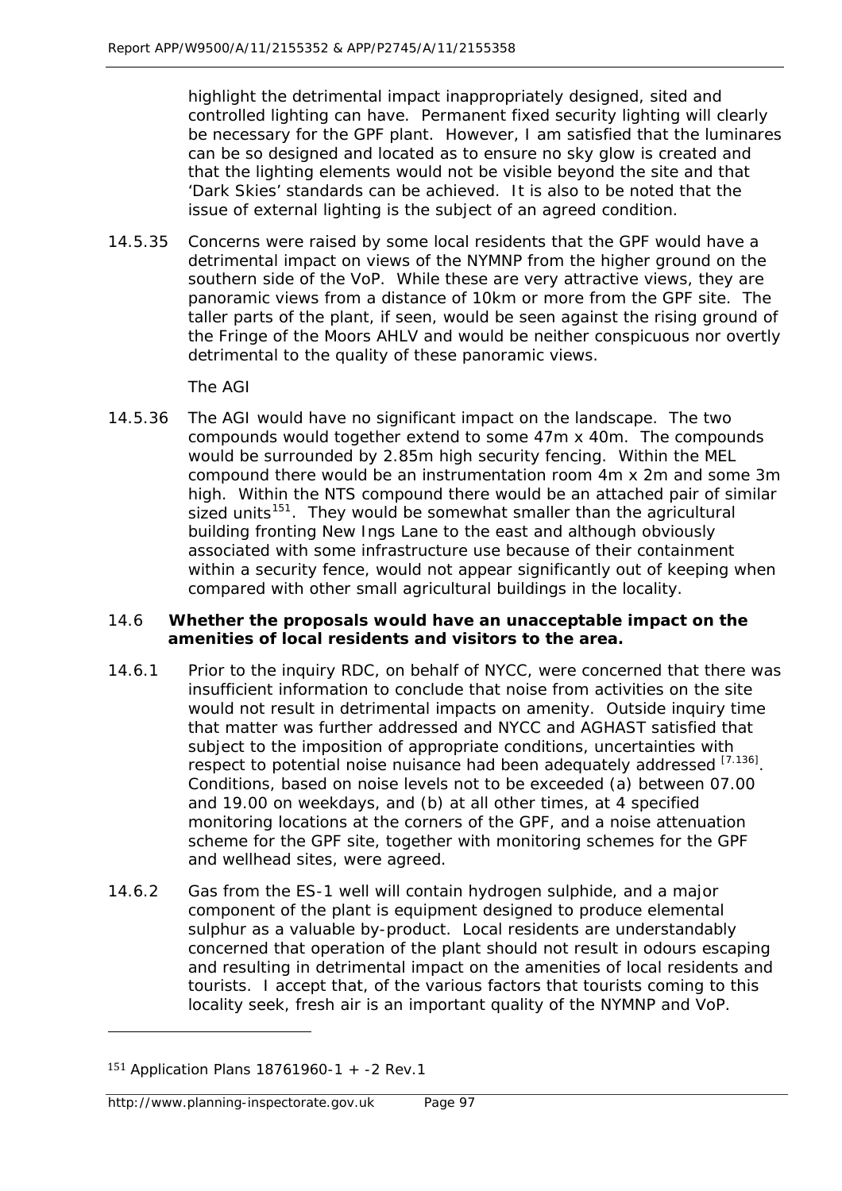highlight the detrimental impact inappropriately designed, sited and controlled lighting can have. Permanent fixed security lighting will clearly be necessary for the GPF plant. However, I am satisfied that the luminares can be so designed and located as to ensure no sky glow is created and that the lighting elements would not be visible beyond the site and that 'Dark Skies' standards can be achieved. It is also to be noted that the issue of external lighting is the subject of an agreed condition.

14.5.35 Concerns were raised by some local residents that the GPF would have a detrimental impact on views of the NYMNP from the higher ground on the southern side of the VoP. While these are very attractive views, they are panoramic views from a distance of 10km or more from the GPF site. The taller parts of the plant, if seen, would be seen against the rising ground of the Fringe of the Moors AHLV and would be neither conspicuous nor overtly detrimental to the quality of these panoramic views.

*The AGI*

14.5.36 The AGI would have no significant impact on the landscape. The two compounds would together extend to some 47m x 40m. The compounds would be surrounded by 2.85m high security fencing. Within the MEL compound there would be an instrumentation room 4m x 2m and some 3m high. Within the NTS compound there would be an attached pair of similar sized units[151]. They would be somewhat smaller than the agricultural building fronting New Ings Lane to the east and although obviously associated with some infrastructure use because of their containment within a security fence, would not appear significantly out of keeping when compared with other small agricultural buildings in the locality.

### 14.6 Whether the proposals would have an unacceptable impact on the amenities of local residents and visitors to the area.

14.6.1 Prior to the inquiry RDC, on behalf of NYCC, were concerned that there was insufficient information to conclude that noise from activities on the site would not result in detrimental impacts on amenity. Outside inquiry time that matter was further addressed and NYCC and AGHAST satisfied that subject to the imposition of appropriate conditions, uncertainties with respect to potential noise nuisance had been adequately addressed [7.136]. Conditions, based on noise levels not to be exceeded (a) between 07.00 and 19.00 on weekdays, and (b) at all other times, at 4 specified monitoring locations at the corners of the GPF, and a noise attenuation scheme for the GPF site, together with monitoring schemes for the GPF and wellhead sites, were agreed.

14.6.2 Gas from the ES-1 well will contain hydrogen sulphide, and a major component of the plant is equipment designed to produce elemental sulphur as a valuable by-product. Local residents are understandably concerned that operation of the plant should not result in odours escaping and resulting in detrimental impact on the amenities of local residents and tourists. I accept that, of the various factors that tourists coming to this locality seek, fresh air is an important quality of the NYMNP and VoP.

---

[151] Application Plans 18761960-1 + -2 Rev.1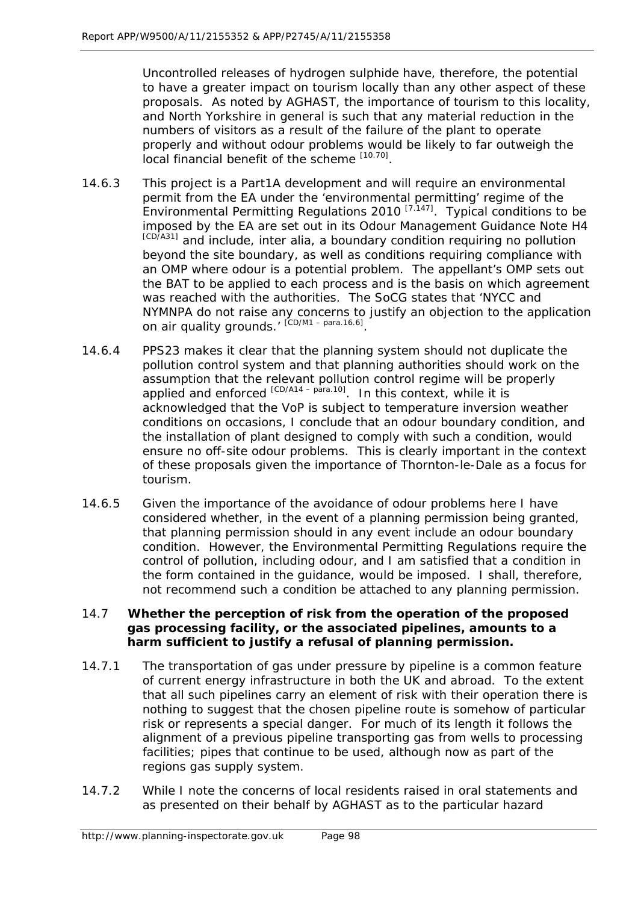Uncontrolled releases of hydrogen sulphide have, therefore, the potential to have a greater impact on tourism locally than any other aspect of these proposals. As noted by AGHAST, the importance of tourism to this locality, and North Yorkshire in general is such that any material reduction in the numbers of visitors as a result of the failure of the plant to operate properly and without odour problems would be likely to far outweigh the local financial benefit of the scheme [10.70].

14.6.3 This project is a Part1A development and will require an environmental permit from the EA under the 'environmental permitting' regime of the Environmental Permitting Regulations 2010 [7.147]. Typical conditions to be imposed by the EA are set out in its Odour Management Guidance Note H4 [CD/A31] and include, inter alia, a boundary condition requiring no pollution beyond the site boundary, as well as conditions requiring compliance with an OMP where odour is a potential problem. The appellant's OMP sets out the BAT to be applied to each process and is the basis on which agreement was reached with the authorities. The SoCG states that 'NYCC and NYMNPA do not raise any concerns to justify an objection to the application on air quality grounds.' [CD/M1 – para.16.6].

14.6.4 PPS23 makes it clear that the planning system should not duplicate the pollution control system and that planning authorities should work on the assumption that the relevant pollution control regime will be properly applied and enforced [CD/A14 – para.10]. In this context, while it is acknowledged that the VoP is subject to temperature inversion weather conditions on occasions, I conclude that an odour boundary condition, and the installation of plant designed to comply with such a condition, would ensure no off-site odour problems. This is clearly important in the context of these proposals given the importance of Thornton-le-Dale as a focus for tourism.

14.6.5 Given the importance of the avoidance of odour problems here I have considered whether, in the event of a planning permission being granted, that planning permission should in any event include an odour boundary condition. However, the Environmental Permitting Regulations require the control of pollution, including odour, and I am satisfied that a condition in the form contained in the guidance, would be imposed. I shall, therefore, not recommend such a condition be attached to any planning permission.

### 14.7 Whether the perception of risk from the operation of the proposed gas processing facility, or the associated pipelines, amounts to a harm sufficient to justify a refusal of planning permission.

14.7.1 The transportation of gas under pressure by pipeline is a common feature of current energy infrastructure in both the UK and abroad. To the extent that all such pipelines carry an element of risk with their operation there is nothing to suggest that the chosen pipeline route is somehow of particular risk or represents a special danger. For much of its length it follows the alignment of a previous pipeline transporting gas from wells to processing facilities; pipes that continue to be used, although now as part of the regions gas supply system.

14.7.2 While I note the concerns of local residents raised in oral statements and as presented on their behalf by AGHAST as to the particular hazard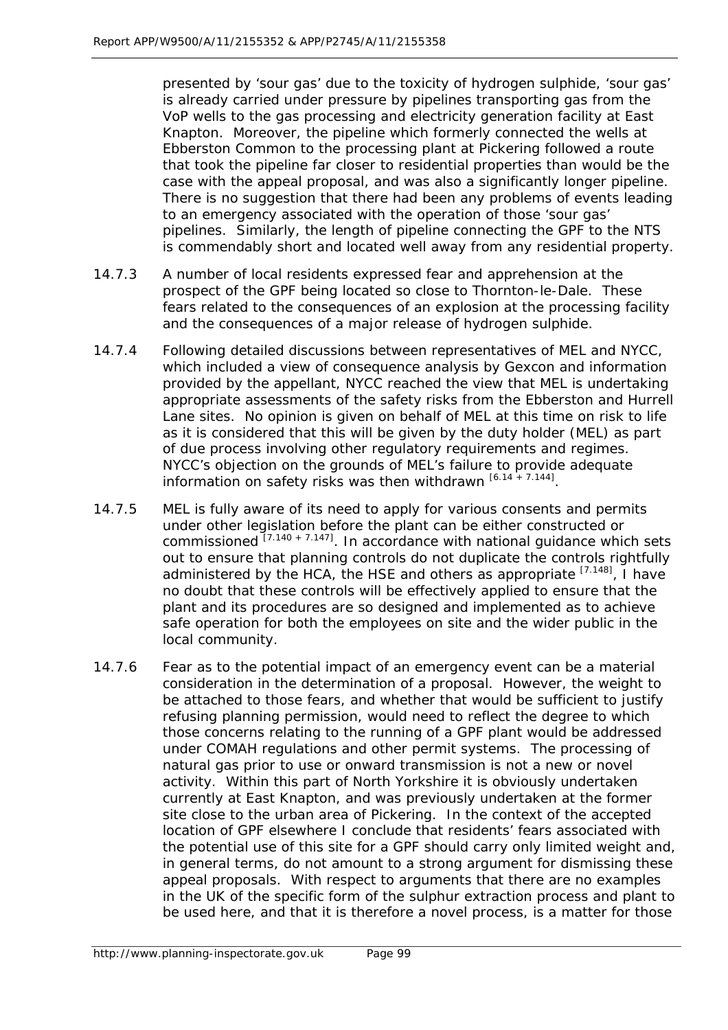presented by 'sour gas' due to the toxicity of hydrogen sulphide, 'sour gas' is already carried under pressure by pipelines transporting gas from the VoP wells to the gas processing and electricity generation facility at East Knapton. Moreover, the pipeline which formerly connected the wells at Ebberston Common to the processing plant at Pickering followed a route that took the pipeline far closer to residential properties than would be the case with the appeal proposal, and was also a significantly longer pipeline. There is no suggestion that there had been any problems of events leading to an emergency associated with the operation of those 'sour gas' pipelines. Similarly, the length of pipeline connecting the GPF to the NTS is commendably short and located well away from any residential property.

14.7.3 A number of local residents expressed fear and apprehension at the prospect of the GPF being located so close to Thornton-le-Dale. These fears related to the consequences of an explosion at the processing facility and the consequences of a major release of hydrogen sulphide.

14.7.4 Following detailed discussions between representatives of MEL and NYCC, which included a view of consequence analysis by Gexcon and information provided by the appellant, NYCC reached the view that MEL is undertaking appropriate assessments of the safety risks from the Ebberston and Hurrell Lane sites. No opinion is given on behalf of MEL at this time on risk to life as it is considered that this will be given by the duty holder (MEL) as part of due process involving other regulatory requirements and regimes. NYCC's objection on the grounds of MEL's failure to provide adequate information on safety risks was then withdrawn [6.14 + 7.144].

14.7.5 MEL is fully aware of its need to apply for various consents and permits under other legislation before the plant can be either constructed or commissioned [7.140 + 7.147]. In accordance with national guidance which sets out to ensure that planning controls do not duplicate the controls rightfully administered by the HCA, the HSE and others as appropriate [7.148], I have no doubt that these controls will be effectively applied to ensure that the plant and its procedures are so designed and implemented as to achieve safe operation for both the employees on site and the wider public in the local community.

14.7.6 Fear as to the potential impact of an emergency event can be a material consideration in the determination of a proposal. However, the weight to be attached to those fears, and whether that would be sufficient to justify refusing planning permission, would need to reflect the degree to which those concerns relating to the running of a GPF plant would be addressed under COMAH regulations and other permit systems. The processing of natural gas prior to use or onward transmission is not a new or novel activity. Within this part of North Yorkshire it is obviously undertaken currently at East Knapton, and was previously undertaken at the former site close to the urban area of Pickering. In the context of the accepted location of GPF elsewhere I conclude that residents' fears associated with the potential use of this site for a GPF should carry only limited weight and, in general terms, do not amount to a strong argument for dismissing these appeal proposals. With respect to arguments that there are no examples in the UK of the specific form of the sulphur extraction process and plant to be used here, and that it is therefore a novel process, is a matter for those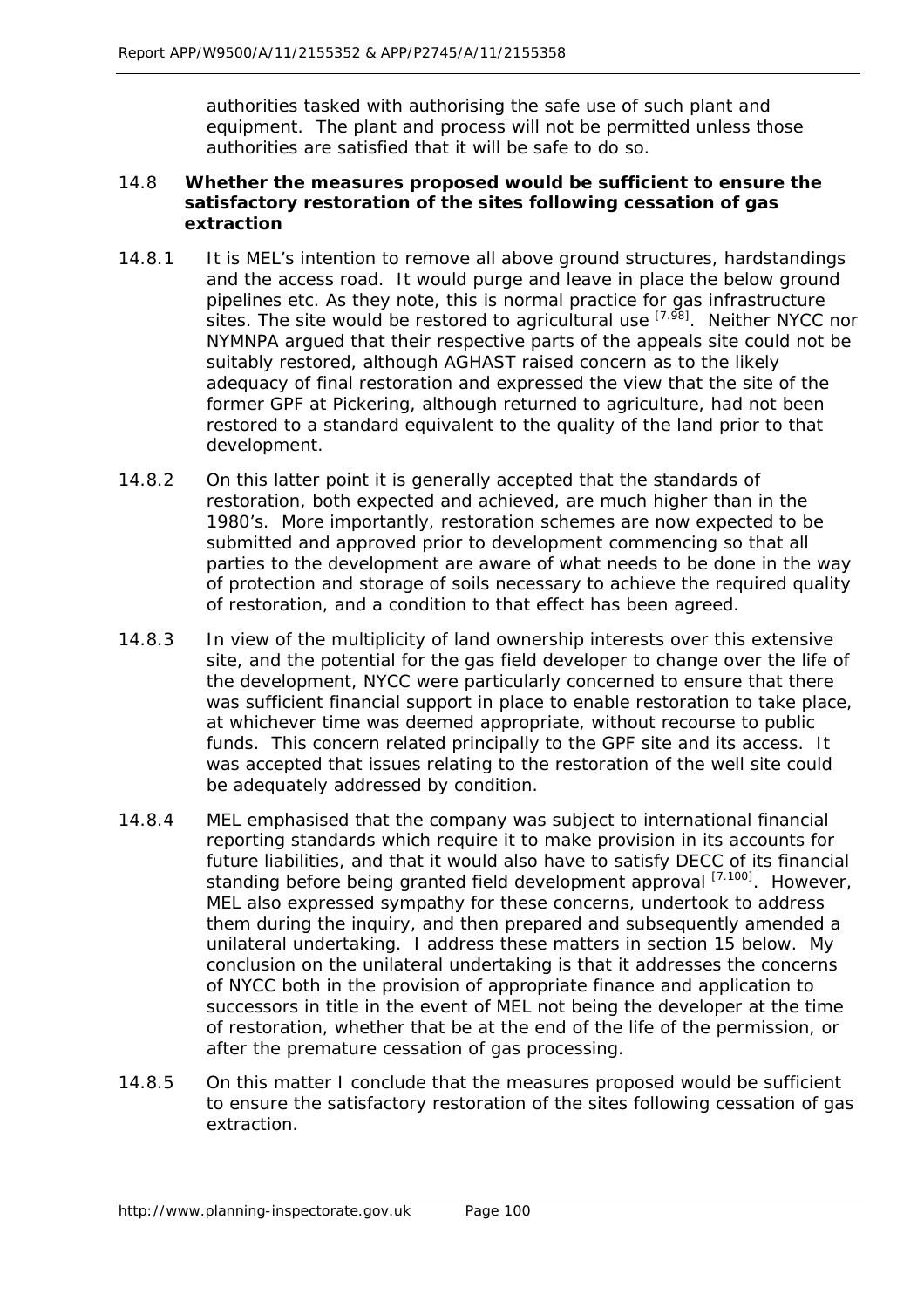authorities tasked with authorising the safe use of such plant and equipment. The plant and process will not be permitted unless those authorities are satisfied that it will be safe to do so.

### 14.8 Whether the measures proposed would be sufficient to ensure the satisfactory restoration of the sites following cessation of gas extraction

14.8.1 It is MEL's intention to remove all above ground structures, hardstandings and the access road. It would purge and leave in place the below ground pipelines etc. As they note, this is normal practice for gas infrastructure sites. The site would be restored to agricultural use [7.98]. Neither NYCC nor NYMNPA argued that their respective parts of the appeals site could not be suitably restored, although AGHAST raised concern as to the likely adequacy of final restoration and expressed the view that the site of the former GPF at Pickering, although returned to agriculture, had not been restored to a standard equivalent to the quality of the land prior to that development.

14.8.2 On this latter point it is generally accepted that the standards of restoration, both expected and achieved, are much higher than in the 1980's. More importantly, restoration schemes are now expected to be submitted and approved prior to development commencing so that all parties to the development are aware of what needs to be done in the way of protection and storage of soils necessary to achieve the required quality of restoration, and a condition to that effect has been agreed.

14.8.3 In view of the multiplicity of land ownership interests over this extensive site, and the potential for the gas field developer to change over the life of the development, NYCC were particularly concerned to ensure that there was sufficient financial support in place to enable restoration to take place, at whichever time was deemed appropriate, without recourse to public funds. This concern related principally to the GPF site and its access. It was accepted that issues relating to the restoration of the well site could be adequately addressed by condition.

14.8.4 MEL emphasised that the company was subject to international financial reporting standards which require it to make provision in its accounts for future liabilities, and that it would also have to satisfy DECC of its financial standing before being granted field development approval [7.100]. However, MEL also expressed sympathy for these concerns, undertook to address them during the inquiry, and then prepared and subsequently amended a unilateral undertaking. I address these matters in section 15 below. My conclusion on the unilateral undertaking is that it addresses the concerns of NYCC both in the provision of appropriate finance and application to successors in title in the event of MEL not being the developer at the time of restoration, whether that be at the end of the life of the permission, or after the premature cessation of gas processing.

14.8.5 On this matter I conclude that the measures proposed would be sufficient to ensure the satisfactory restoration of the sites following cessation of gas extraction.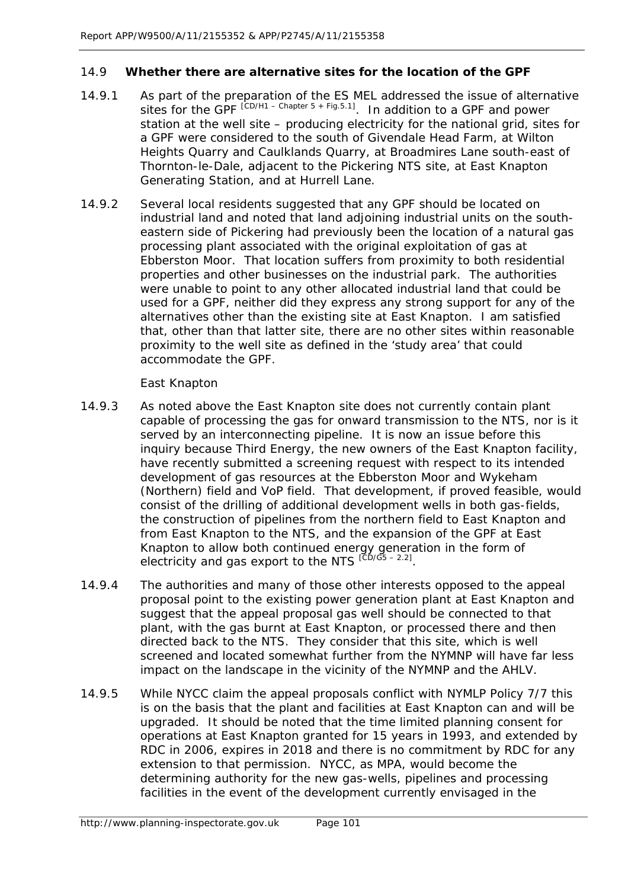### 14.9 Whether there are alternative sites for the location of the GPF

14.9.1 As part of the preparation of the ES MEL addressed the issue of alternative sites for the GPF [CD/H1 – Chapter 5 + Fig.5.1]. In addition to a GPF and power station at the well site – producing electricity for the national grid, sites for a GPF were considered to the south of Givendale Head Farm, at Wilton Heights Quarry and Caulklands Quarry, at Broadmires Lane south-east of Thornton-le-Dale, adjacent to the Pickering NTS site, at East Knapton Generating Station, and at Hurrell Lane.

14.9.2 Several local residents suggested that any GPF should be located on industrial land and noted that land adjoining industrial units on the south-eastern side of Pickering had previously been the location of a natural gas processing plant associated with the original exploitation of gas at Ebberston Moor. That location suffers from proximity to both residential properties and other businesses on the industrial park. The authorities were unable to point to any other allocated industrial land that could be used for a GPF, neither did they express any strong support for any of the alternatives other than the existing site at East Knapton. I am satisfied that, other than that latter site, there are no other sites within reasonable proximity to the well site as defined in the 'study area' that could accommodate the GPF.

*East Knapton*

14.9.3 As noted above the East Knapton site does not currently contain plant capable of processing the gas for onward transmission to the NTS, nor is it served by an interconnecting pipeline. It is now an issue before this inquiry because Third Energy, the new owners of the East Knapton facility, have recently submitted a screening request with respect to its intended development of gas resources at the Ebberston Moor and Wykeham (Northern) field and VoP field. That development, if proved feasible, would consist of the drilling of additional development wells in both gas-fields, the construction of pipelines from the northern field to East Knapton and from East Knapton to the NTS, and the expansion of the GPF at East Knapton to allow both continued energy generation in the form of electricity and gas export to the NTS [CD/G5 – 2.2].

14.9.4 The authorities and many of those other interests opposed to the appeal proposal point to the existing power generation plant at East Knapton and suggest that the appeal proposal gas well should be connected to that plant, with the gas burnt at East Knapton, or processed there and then directed back to the NTS. They consider that this site, which is well screened and located somewhat further from the NYMNP will have far less impact on the landscape in the vicinity of the NYMNP and the AHLV.

14.9.5 While NYCC claim the appeal proposals conflict with NYMLP Policy 7/7 this is on the basis that the plant and facilities at East Knapton can and will be upgraded. It should be noted that the time limited planning consent for operations at East Knapton granted for 15 years in 1993, and extended by RDC in 2006, expires in 2018 and there is no commitment by RDC for any extension to that permission. NYCC, as MPA, would become the determining authority for the new gas-wells, pipelines and processing facilities in the event of the development currently envisaged in the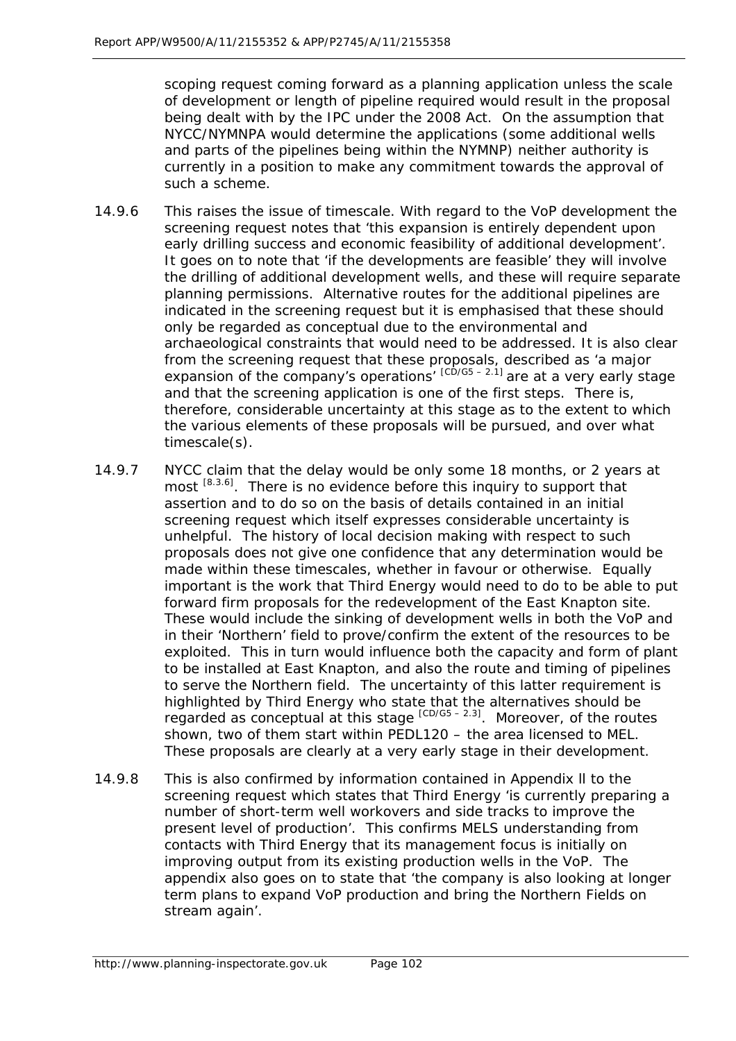scoping request coming forward as a planning application unless the scale of development or length of pipeline required would result in the proposal being dealt with by the IPC under the 2008 Act. On the assumption that NYCC/NYMNPA would determine the applications (some additional wells and parts of the pipelines being within the NYMNP) neither authority is currently in a position to make any commitment towards the approval of such a scheme.

14.9.6 This raises the issue of timescale. With regard to the VoP development the screening request notes that 'this expansion is entirely dependent upon early drilling success and economic feasibility of additional development'. It goes on to note that 'if the developments are feasible' they will involve the drilling of additional development wells, and these will require separate planning permissions. Alternative routes for the additional pipelines are indicated in the screening request but it is emphasised that these should only be regarded as conceptual due to the environmental and archaeological constraints that would need to be addressed. It is also clear from the screening request that these proposals, described as 'a major expansion of the company's operations' [CD/G5 – 2.1] are at a very early stage and that the screening application is one of the first steps. There is, therefore, considerable uncertainty at this stage as to the extent to which the various elements of these proposals will be pursued, and over what timescale(s).

14.9.7 NYCC claim that the delay would be only some 18 months, or 2 years at most [8.3.6]. There is no evidence before this inquiry to support that assertion and to do so on the basis of details contained in an initial screening request which itself expresses considerable uncertainty is unhelpful. The history of local decision making with respect to such proposals does not give one confidence that any determination would be made within these timescales, whether in favour or otherwise. Equally important is the work that Third Energy would need to do to be able to put forward firm proposals for the redevelopment of the East Knapton site. These would include the sinking of development wells in both the VoP and in their 'Northern' field to prove/confirm the extent of the resources to be exploited. This in turn would influence both the capacity and form of plant to be installed at East Knapton, and also the route and timing of pipelines to serve the Northern field. The uncertainty of this latter requirement is highlighted by Third Energy who state that the alternatives should be regarded as conceptual at this stage [CD/G5 – 2.3]. Moreover, of the routes shown, two of them start within PEDL120 – the area licensed to MEL. These proposals are clearly at a very early stage in their development.

14.9.8 This is also confirmed by information contained in Appendix ll to the screening request which states that Third Energy 'is currently preparing a number of short-term well workovers and side tracks to improve the present level of production'. This confirms MELS understanding from contacts with Third Energy that its management focus is initially on improving output from its existing production wells in the VoP. The appendix also goes on to state that 'the company is also looking at longer term plans to expand VoP production and bring the Northern Fields on stream again'.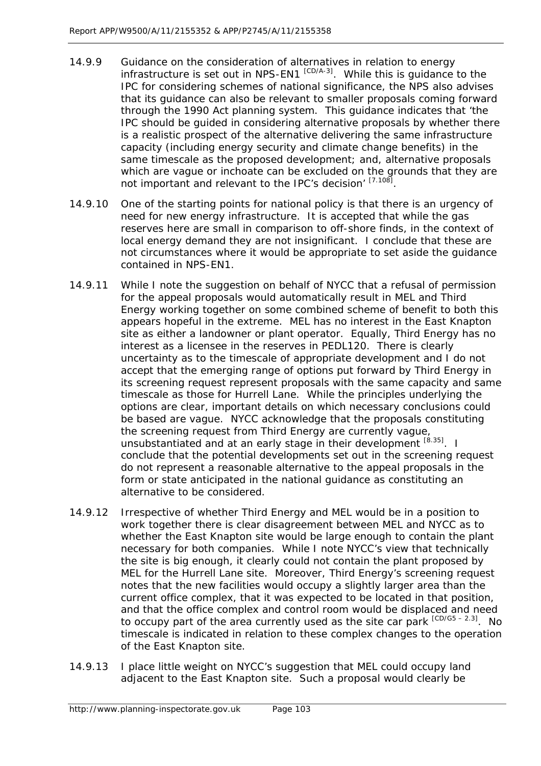14.9.9 Guidance on the consideration of alternatives in relation to energy infrastructure is set out in NPS-EN1 [CD/A-3]. While this is guidance to the IPC for considering schemes of national significance, the NPS also advises that its guidance can also be relevant to smaller proposals coming forward through the 1990 Act planning system. This guidance indicates that 'the IPC should be guided in considering alternative proposals by whether there is a realistic prospect of the alternative delivering the same infrastructure capacity (including energy security and climate change benefits) in the same timescale as the proposed development; and, alternative proposals which are vague or inchoate can be excluded on the grounds that they are not important and relevant to the IPC's decision' [7.108].

14.9.10 One of the starting points for national policy is that there is an urgency of need for new energy infrastructure. It is accepted that while the gas reserves here are small in comparison to off-shore finds, in the context of local energy demand they are not insignificant. I conclude that these are not circumstances where it would be appropriate to set aside the guidance contained in NPS-EN1.

14.9.11 While I note the suggestion on behalf of NYCC that a refusal of permission for the appeal proposals would automatically result in MEL and Third Energy working together on some combined scheme of benefit to both this appears hopeful in the extreme. MEL has no interest in the East Knapton site as either a landowner or plant operator. Equally, Third Energy has no interest as a licensee in the reserves in PEDL120. There is clearly uncertainty as to the timescale of appropriate development and I do not accept that the emerging range of options put forward by Third Energy in its screening request represent proposals with the same capacity and same timescale as those for Hurrell Lane. While the principles underlying the options are clear, important details on which necessary conclusions could be based are vague. NYCC acknowledge that the proposals constituting the screening request from Third Energy are currently vague, unsubstantiated and at an early stage in their development [8.35]. I conclude that the potential developments set out in the screening request do not represent a reasonable alternative to the appeal proposals in the form or state anticipated in the national guidance as constituting an alternative to be considered.

14.9.12 Irrespective of whether Third Energy and MEL would be in a position to work together there is clear disagreement between MEL and NYCC as to whether the East Knapton site would be large enough to contain the plant necessary for both companies. While I note NYCC's view that technically the site is big enough, it clearly could not contain the plant proposed by MEL for the Hurrell Lane site. Moreover, Third Energy's screening request notes that the new facilities would occupy a slightly larger area than the current office complex, that it was expected to be located in that position, and that the office complex and control room would be displaced and need to occupy part of the area currently used as the site car park [CD/G5 – 2.3]. No timescale is indicated in relation to these complex changes to the operation of the East Knapton site.

14.9.13 I place little weight on NYCC's suggestion that MEL could occupy land adjacent to the East Knapton site. Such a proposal would clearly be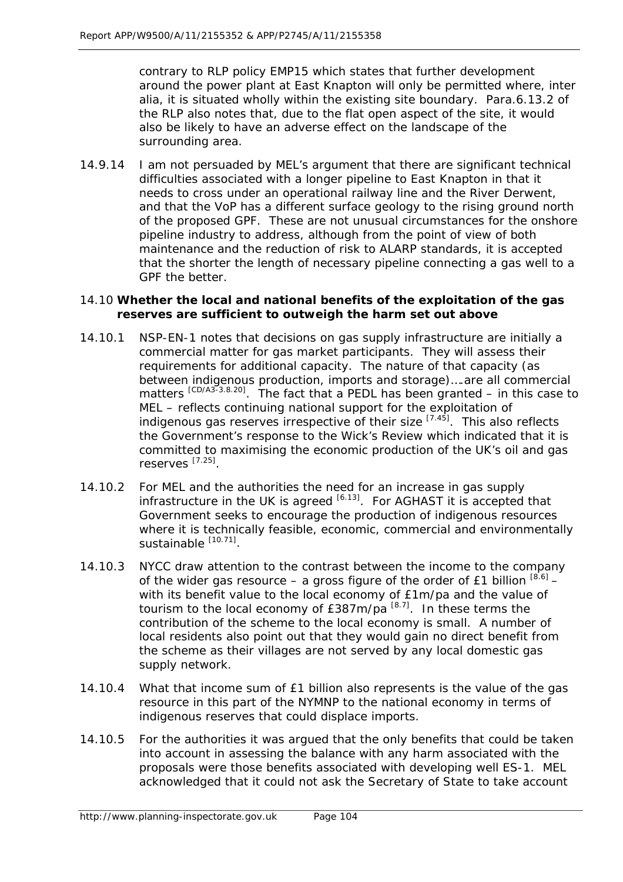contrary to RLP policy EMP15 which states that further development around the power plant at East Knapton will only be permitted where, inter alia, it is situated wholly within the existing site boundary. Para.6.13.2 of the RLP also notes that, due to the flat open aspect of the site, it would also be likely to have an adverse effect on the landscape of the surrounding area.

14.9.14 I am not persuaded by MEL's argument that there are significant technical difficulties associated with a longer pipeline to East Knapton in that it needs to cross under an operational railway line and the River Derwent, and that the VoP has a different surface geology to the rising ground north of the proposed GPF. These are not unusual circumstances for the onshore pipeline industry to address, although from the point of view of both maintenance and the reduction of risk to ALARP standards, it is accepted that the shorter the length of necessary pipeline connecting a gas well to a GPF the better.

### 14.10 Whether the local and national benefits of the exploitation of the gas reserves are sufficient to outweigh the harm set out above

14.10.1 NSP-EN-1 notes that decisions on gas supply infrastructure are initially a commercial matter for gas market participants. They will assess their requirements for additional capacity. The nature of that capacity (as between indigenous production, imports and storage)….are all commercial matters [CD/A3-3.8.20]. The fact that a PEDL has been granted – in this case to MEL – reflects continuing national support for the exploitation of indigenous gas reserves irrespective of their size [7.45]. This also reflects the Government's response to the Wick's Review which indicated that it is committed to maximising the economic production of the UK's oil and gas reserves [7.25].

14.10.2 For MEL and the authorities the need for an increase in gas supply infrastructure in the UK is agreed [6.13]. For AGHAST it is accepted that Government seeks to encourage the production of indigenous resources where it is technically feasible, economic, commercial and environmentally sustainable [10.71].

14.10.3 NYCC draw attention to the contrast between the income to the company of the wider gas resource – a gross figure of the order of £1 billion [8.6] – with its benefit value to the local economy of £1m/pa and the value of tourism to the local economy of £387m/pa [8.7]. In these terms the contribution of the scheme to the local economy is small. A number of local residents also point out that they would gain no direct benefit from the scheme as their villages are not served by any local domestic gas supply network.

14.10.4 What that income sum of £1 billion also represents is the value of the gas resource in this part of the NYMNP to the national economy in terms of indigenous reserves that could displace imports.

14.10.5 For the authorities it was argued that the only benefits that could be taken into account in assessing the balance with any harm associated with the proposals were those benefits associated with developing well ES-1. MEL acknowledged that it could not ask the Secretary of State to take account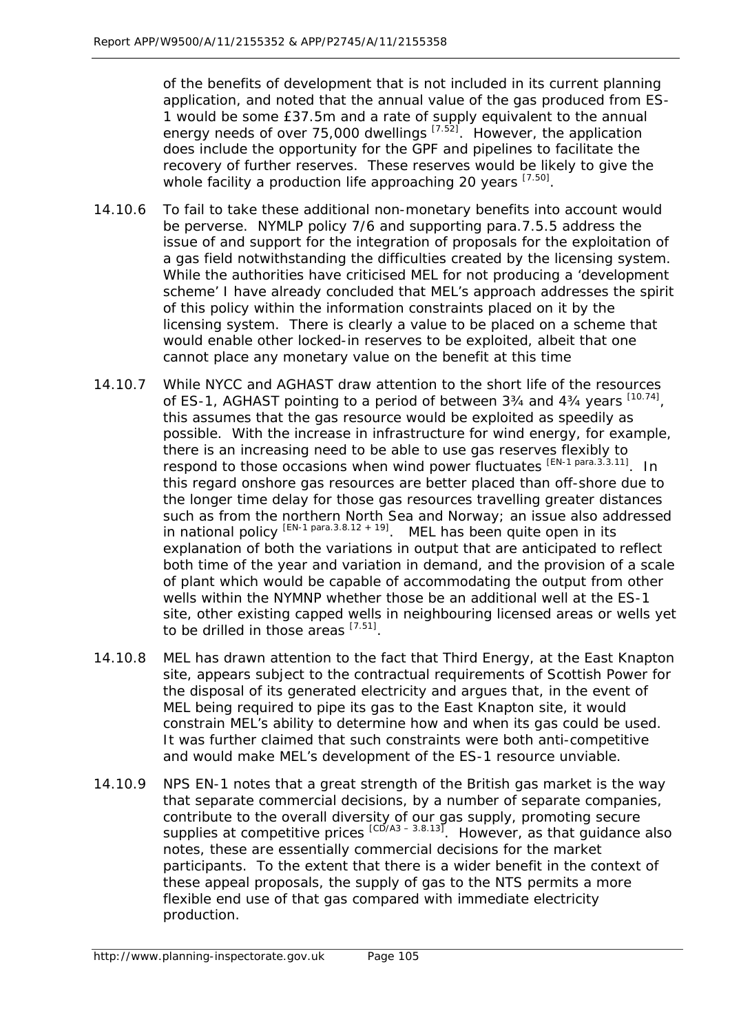of the benefits of development that is not included in its current planning application, and noted that the annual value of the gas produced from ES-1 would be some £37.5m and a rate of supply equivalent to the annual energy needs of over 75,000 dwellings [7.52]. However, the application does include the opportunity for the GPF and pipelines to facilitate the recovery of further reserves. These reserves would be likely to give the whole facility a production life approaching 20 years [7.50].

14.10.6 To fail to take these additional non-monetary benefits into account would be perverse. NYMLP policy 7/6 and supporting para.7.5.5 address the issue of and support for the integration of proposals for the exploitation of a gas field notwithstanding the difficulties created by the licensing system. While the authorities have criticised MEL for not producing a 'development scheme' I have already concluded that MEL's approach addresses the spirit of this policy within the information constraints placed on it by the licensing system. There is clearly a value to be placed on a scheme that would enable other locked-in reserves to be exploited, albeit that one cannot place any monetary value on the benefit at this time

14.10.7 While NYCC and AGHAST draw attention to the short life of the resources of ES-1, AGHAST pointing to a period of between 3¾ and 4¾ years [10.74], this assumes that the gas resource would be exploited as speedily as possible. With the increase in infrastructure for wind energy, for example, there is an increasing need to be able to use gas reserves flexibly to respond to those occasions when wind power fluctuates [EN-1 para.3.3.11]. In this regard onshore gas resources are better placed than off-shore due to the longer time delay for those gas resources travelling greater distances such as from the northern North Sea and Norway; an issue also addressed in national policy [EN-1 para.3.8.12 + 19]. MEL has been quite open in its explanation of both the variations in output that are anticipated to reflect both time of the year and variation in demand, and the provision of a scale of plant which would be capable of accommodating the output from other wells within the NYMNP whether those be an additional well at the ES-1 site, other existing capped wells in neighbouring licensed areas or wells yet to be drilled in those areas [7.51].

14.10.8 MEL has drawn attention to the fact that Third Energy, at the East Knapton site, appears subject to the contractual requirements of Scottish Power for the disposal of its generated electricity and argues that, in the event of MEL being required to pipe its gas to the East Knapton site, it would constrain MEL's ability to determine how and when its gas could be used. It was further claimed that such constraints were both anti-competitive and would make MEL's development of the ES-1 resource unviable.

14.10.9 NPS EN-1 notes that a great strength of the British gas market is the way that separate commercial decisions, by a number of separate companies, contribute to the overall diversity of our gas supply, promoting secure supplies at competitive prices [CD/A3 – 3.8.13]. However, as that guidance also notes, these are essentially commercial decisions for the market participants. To the extent that there is a wider benefit in the context of these appeal proposals, the supply of gas to the NTS permits a more flexible end use of that gas compared with immediate electricity production.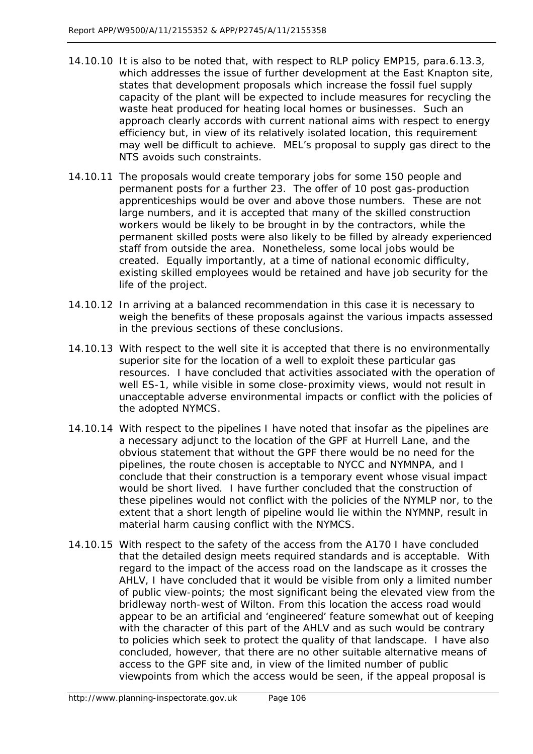14.10.10 It is also to be noted that, with respect to RLP policy EMP15, para.6.13.3, which addresses the issue of further development at the East Knapton site, states that development proposals which increase the fossil fuel supply capacity of the plant will be expected to include measures for recycling the waste heat produced for heating local homes or businesses. Such an approach clearly accords with current national aims with respect to energy efficiency but, in view of its relatively isolated location, this requirement may well be difficult to achieve. MEL's proposal to supply gas direct to the NTS avoids such constraints.

14.10.11 The proposals would create temporary jobs for some 150 people and permanent posts for a further 23. The offer of 10 post gas-production apprenticeships would be over and above those numbers. These are not large numbers, and it is accepted that many of the skilled construction workers would be likely to be brought in by the contractors, while the permanent skilled posts were also likely to be filled by already experienced staff from outside the area. Nonetheless, some local jobs would be created. Equally importantly, at a time of national economic difficulty, existing skilled employees would be retained and have job security for the life of the project.

14.10.12 In arriving at a balanced recommendation in this case it is necessary to weigh the benefits of these proposals against the various impacts assessed in the previous sections of these conclusions.

14.10.13 With respect to the well site it is accepted that there is no environmentally superior site for the location of a well to exploit these particular gas resources. I have concluded that activities associated with the operation of well ES-1, while visible in some close-proximity views, would not result in unacceptable adverse environmental impacts or conflict with the policies of the adopted NYMCS.

14.10.14 With respect to the pipelines I have noted that insofar as the pipelines are a necessary adjunct to the location of the GPF at Hurrell Lane, and the obvious statement that without the GPF there would be no need for the pipelines, the route chosen is acceptable to NYCC and NYMNPA, and I conclude that their construction is a temporary event whose visual impact would be short lived. I have further concluded that the construction of these pipelines would not conflict with the policies of the NYMLP nor, to the extent that a short length of pipeline would lie within the NYMNP, result in material harm causing conflict with the NYMCS.

14.10.15 With respect to the safety of the access from the A170 I have concluded that the detailed design meets required standards and is acceptable. With regard to the impact of the access road on the landscape as it crosses the AHLV, I have concluded that it would be visible from only a limited number of public view-points; the most significant being the elevated view from the bridleway north-west of Wilton. From this location the access road would appear to be an artificial and 'engineered' feature somewhat out of keeping with the character of this part of the AHLV and as such would be contrary to policies which seek to protect the quality of that landscape. I have also concluded, however, that there are no other suitable alternative means of access to the GPF site and, in view of the limited number of public viewpoints from which the access would be seen, if the appeal proposal is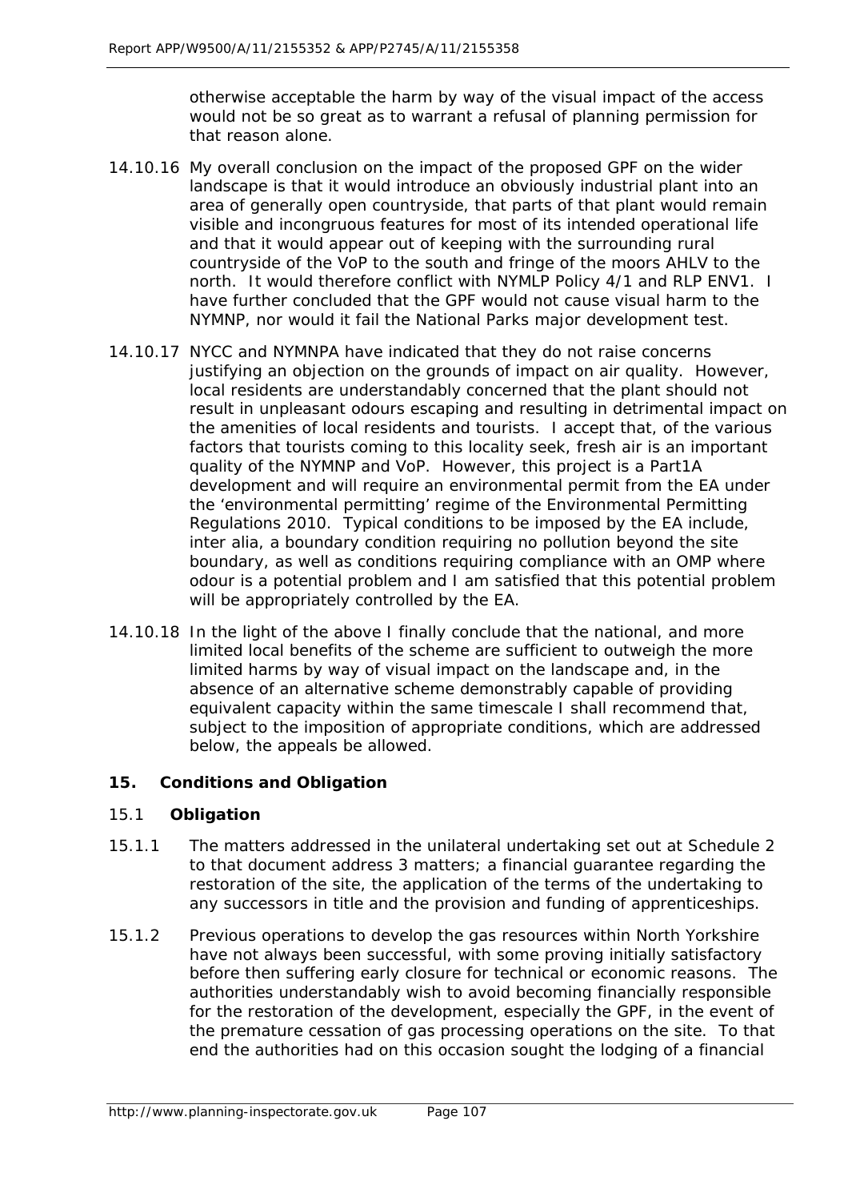otherwise acceptable the harm by way of the visual impact of the access would not be so great as to warrant a refusal of planning permission for that reason alone.

14.10.16 My overall conclusion on the impact of the proposed GPF on the wider landscape is that it would introduce an obviously industrial plant into an area of generally open countryside, that parts of that plant would remain visible and incongruous features for most of its intended operational life and that it would appear out of keeping with the surrounding rural countryside of the VoP to the south and fringe of the moors AHLV to the north. It would therefore conflict with NYMLP Policy 4/1 and RLP ENV1. I have further concluded that the GPF would not cause visual harm to the NYMNP, nor would it fail the National Parks major development test.

14.10.17 NYCC and NYMNPA have indicated that they do not raise concerns justifying an objection on the grounds of impact on air quality. However, local residents are understandably concerned that the plant should not result in unpleasant odours escaping and resulting in detrimental impact on the amenities of local residents and tourists. I accept that, of the various factors that tourists coming to this locality seek, fresh air is an important quality of the NYMNP and VoP. However, this project is a Part1A development and will require an environmental permit from the EA under the 'environmental permitting' regime of the Environmental Permitting Regulations 2010. Typical conditions to be imposed by the EA include, inter alia, a boundary condition requiring no pollution beyond the site boundary, as well as conditions requiring compliance with an OMP where odour is a potential problem and I am satisfied that this potential problem will be appropriately controlled by the EA.

14.10.18 In the light of the above I finally conclude that the national, and more limited local benefits of the scheme are sufficient to outweigh the more limited harms by way of visual impact on the landscape and, in the absence of an alternative scheme demonstrably capable of providing equivalent capacity within the same timescale I shall recommend that, subject to the imposition of appropriate conditions, which are addressed below, the appeals be allowed.

## 15. Conditions and Obligation

### 15.1 Obligation

15.1.1 The matters addressed in the unilateral undertaking set out at Schedule 2 to that document address 3 matters; a financial guarantee regarding the restoration of the site, the application of the terms of the undertaking to any successors in title and the provision and funding of apprenticeships.

15.1.2 Previous operations to develop the gas resources within North Yorkshire have not always been successful, with some proving initially satisfactory before then suffering early closure for technical or economic reasons. The authorities understandably wish to avoid becoming financially responsible for the restoration of the development, especially the GPF, in the event of the premature cessation of gas processing operations on the site. To that end the authorities had on this occasion sought the lodging of a financial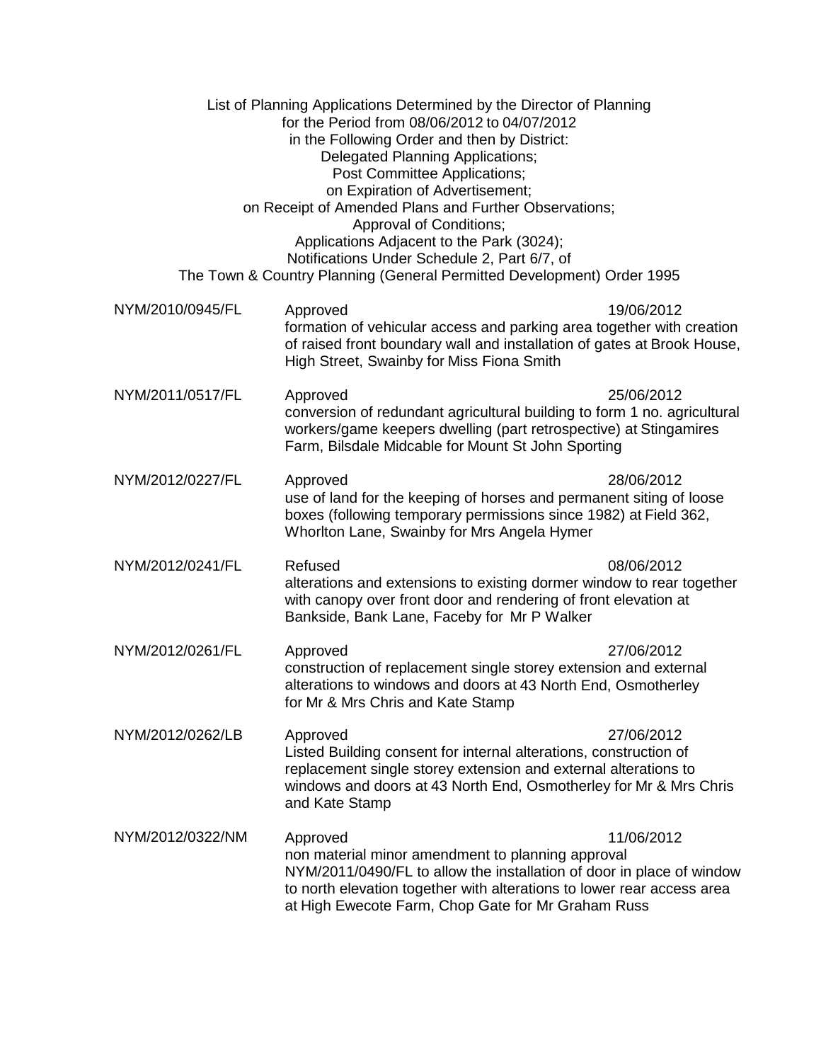List of Planning Applications Determined by the Director of Planning
for the Period from 08/06/2012 to 04/07/2012
in the Following Order and then by District:
Delegated Planning Applications;
Post Committee Applications;
on Expiration of Advertisement;
on Receipt of Amended Plans and Further Observations;
Approval of Conditions;
Applications Adjacent to the Park (3024);
Notifications Under Schedule 2, Part 6/7, of
The Town & Country Planning (General Permitted Development) Order 1995

| | | |
|---|---|---|
| NYM/2010/0945/FL | Approved<br>formation of vehicular access and parking area together with creation of raised front boundary wall and installation of gates at Brook House, High Street, Swainby for Miss Fiona Smith | 19/06/2012 |
| NYM/2011/0517/FL | Approved<br>conversion of redundant agricultural building to form 1 no. agricultural workers/game keepers dwelling (part retrospective) at Stingamires Farm, Bilsdale Midcable for Mount St John Sporting | 25/06/2012 |
| NYM/2012/0227/FL | Approved<br>use of land for the keeping of horses and permanent siting of loose boxes (following temporary permissions since 1982) at Field 362, Whorlton Lane, Swainby for Mrs Angela Hymer | 28/06/2012 |
| NYM/2012/0241/FL | Refused<br>alterations and extensions to existing dormer window to rear together with canopy over front door and rendering of front elevation at Bankside, Bank Lane, Faceby for Mr P Walker | 08/06/2012 |
| NYM/2012/0261/FL | Approved<br>construction of replacement single storey extension and external alterations to windows and doors at 43 North End, Osmotherley for Mr & Mrs Chris and Kate Stamp | 27/06/2012 |
| NYM/2012/0262/LB | Approved<br>Listed Building consent for internal alterations, construction of replacement single storey extension and external alterations to windows and doors at 43 North End, Osmotherley for Mr & Mrs Chris and Kate Stamp | 27/06/2012 |
| NYM/2012/0322/NM | Approved<br>non material minor amendment to planning approval NYM/2011/0490/FL to allow the installation of door in place of window to north elevation together with alterations to lower rear access area at High Ewecote Farm, Chop Gate for Mr Graham Russ | 11/06/2012 |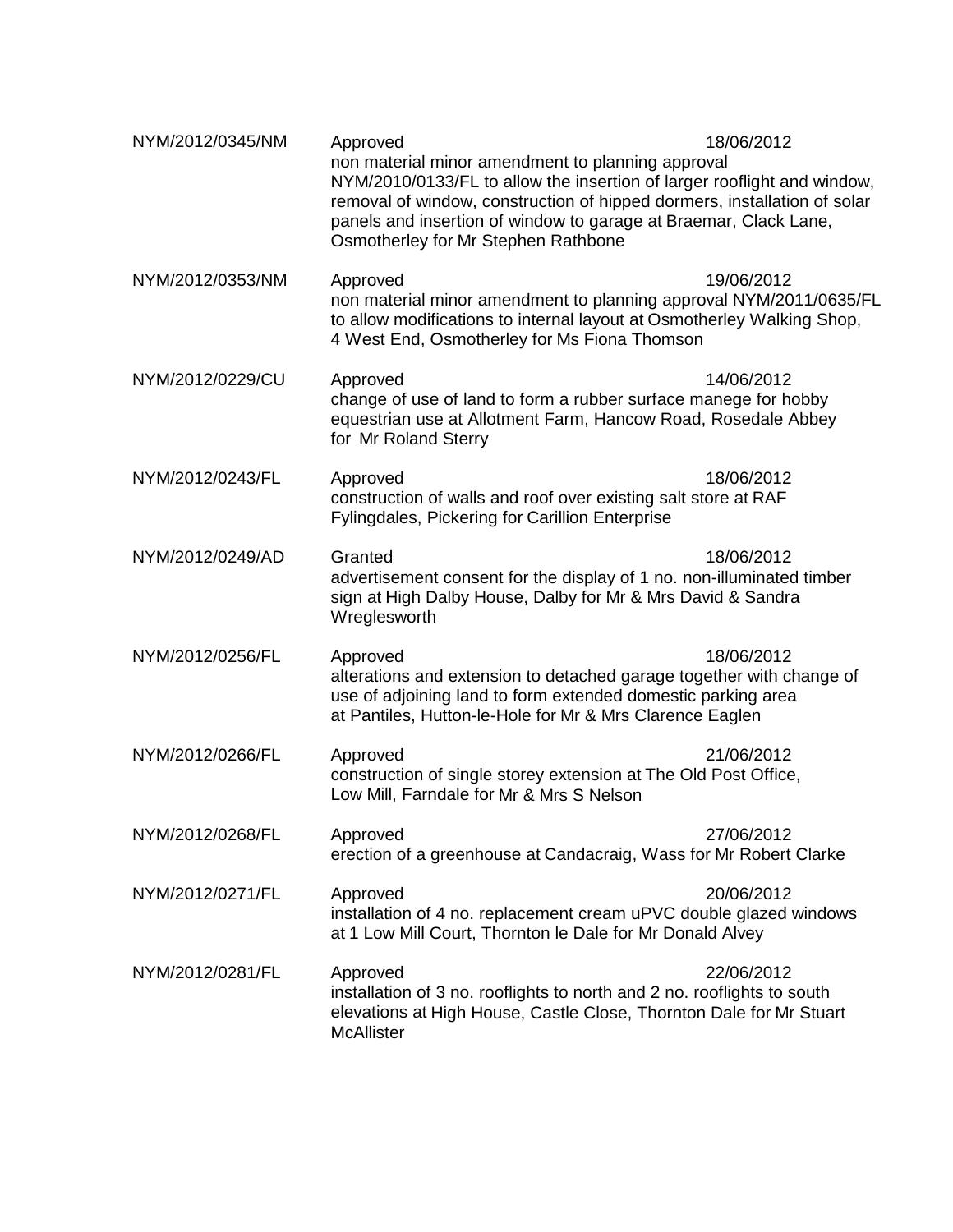NYM/2012/0345/NM Approved 18/06/2012
non material minor amendment to planning approval NYM/2010/0133/FL to allow the insertion of larger rooflight and window, removal of window, construction of hipped dormers, installation of solar panels and insertion of window to garage at Braemar, Clack Lane, Osmotherley for Mr Stephen Rathbone

NYM/2012/0353/NM Approved 19/06/2012
non material minor amendment to planning approval NYM/2011/0635/FL to allow modifications to internal layout at Osmotherley Walking Shop, 4 West End, Osmotherley for Ms Fiona Thomson

NYM/2012/0229/CU Approved 14/06/2012
change of use of land to form a rubber surface manege for hobby equestrian use at Allotment Farm, Hancow Road, Rosedale Abbey for Mr Roland Sterry

NYM/2012/0243/FL Approved 18/06/2012
construction of walls and roof over existing salt store at RAF Fylingdales, Pickering for Carillion Enterprise

NYM/2012/0249/AD Granted 18/06/2012
advertisement consent for the display of 1 no. non-illuminated timber sign at High Dalby House, Dalby for Mr & Mrs David & Sandra Wreglesworth

NYM/2012/0256/FL Approved 18/06/2012
alterations and extension to detached garage together with change of use of adjoining land to form extended domestic parking area at Pantiles, Hutton-le-Hole for Mr & Mrs Clarence Eaglen

NYM/2012/0266/FL Approved 21/06/2012
construction of single storey extension at The Old Post Office, Low Mill, Farndale for Mr & Mrs S Nelson

NYM/2012/0268/FL Approved 27/06/2012
erection of a greenhouse at Candacraig, Wass for Mr Robert Clarke

NYM/2012/0271/FL Approved 20/06/2012
installation of 4 no. replacement cream uPVC double glazed windows at 1 Low Mill Court, Thornton le Dale for Mr Donald Alvey

NYM/2012/0281/FL Approved 22/06/2012
installation of 3 no. rooflights to north and 2 no. rooflights to south elevations at High House, Castle Close, Thornton Dale for Mr Stuart McAllister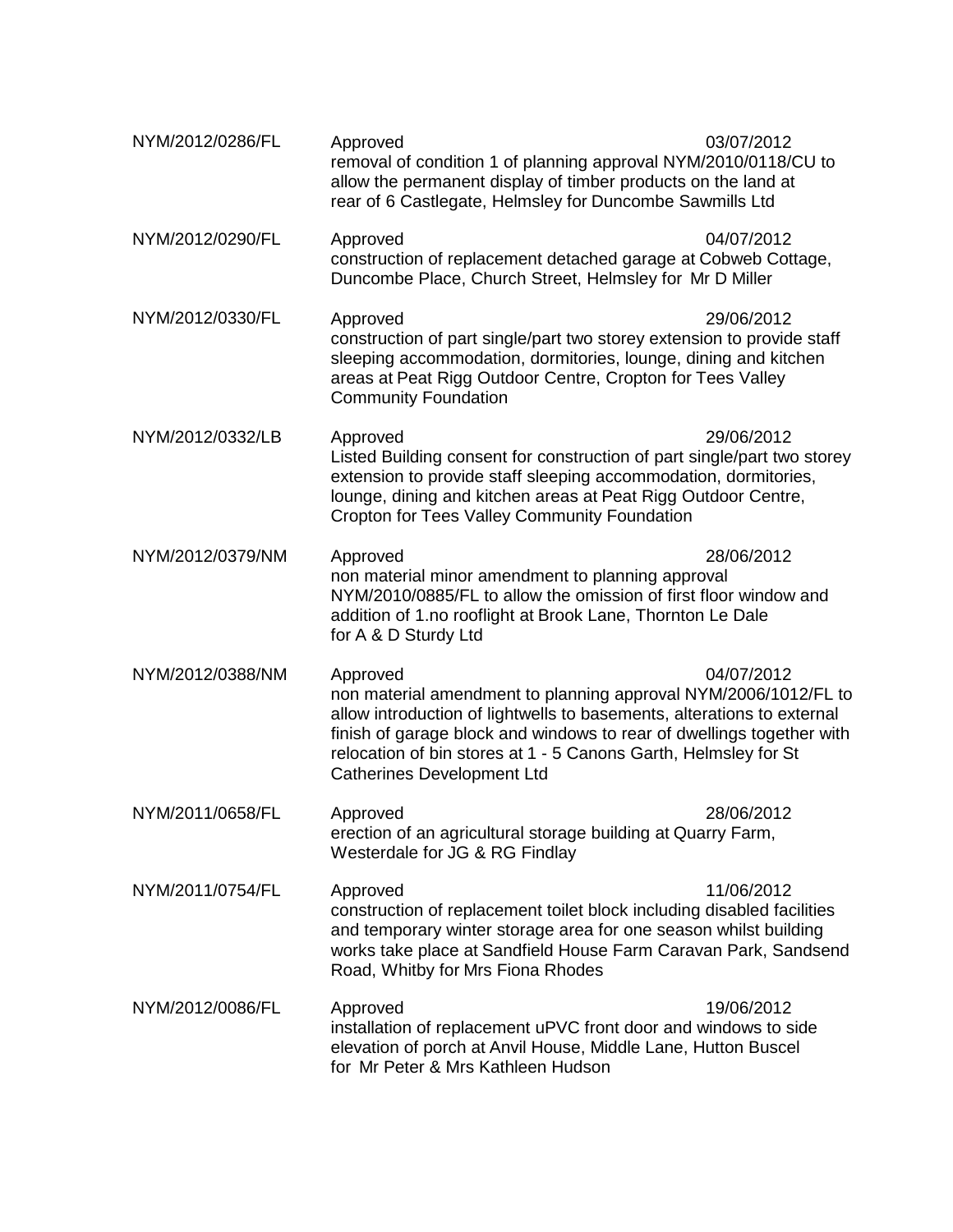| | | |
|---|---|---|
| NYM/2012/0286/FL | Approved<br>removal of condition 1 of planning approval NYM/2010/0118/CU to allow the permanent display of timber products on the land at rear of 6 Castlegate, Helmsley for Duncombe Sawmills Ltd | 03/07/2012 |
| NYM/2012/0290/FL | Approved<br>construction of replacement detached garage at Cobweb Cottage, Duncombe Place, Church Street, Helmsley for Mr D Miller | 04/07/2012 |
| NYM/2012/0330/FL | Approved<br>construction of part single/part two storey extension to provide staff sleeping accommodation, dormitories, lounge, dining and kitchen areas at Peat Rigg Outdoor Centre, Cropton for Tees Valley Community Foundation | 29/06/2012 |
| NYM/2012/0332/LB | Approved<br>Listed Building consent for construction of part single/part two storey extension to provide staff sleeping accommodation, dormitories, lounge, dining and kitchen areas at Peat Rigg Outdoor Centre, Cropton for Tees Valley Community Foundation | 29/06/2012 |
| NYM/2012/0379/NM | Approved<br>non material minor amendment to planning approval NYM/2010/0885/FL to allow the omission of first floor window and addition of 1.no rooflight at Brook Lane, Thornton Le Dale for A & D Sturdy Ltd | 28/06/2012 |
| NYM/2012/0388/NM | Approved<br>non material amendment to planning approval NYM/2006/1012/FL to allow introduction of lightwells to basements, alterations to external finish of garage block and windows to rear of dwellings together with relocation of bin stores at 1 - 5 Canons Garth, Helmsley for St Catherines Development Ltd | 04/07/2012 |
| NYM/2011/0658/FL | Approved<br>erection of an agricultural storage building at Quarry Farm, Westerdale for JG & RG Findlay | 28/06/2012 |
| NYM/2011/0754/FL | Approved<br>construction of replacement toilet block including disabled facilities and temporary winter storage area for one season whilst building works take place at Sandfield House Farm Caravan Park, Sandsend Road, Whitby for Mrs Fiona Rhodes | 11/06/2012 |
| NYM/2012/0086/FL | Approved<br>installation of replacement uPVC front door and windows to side elevation of porch at Anvil House, Middle Lane, Hutton Buscel for Mr Peter & Mrs Kathleen Hudson | 19/06/2012 |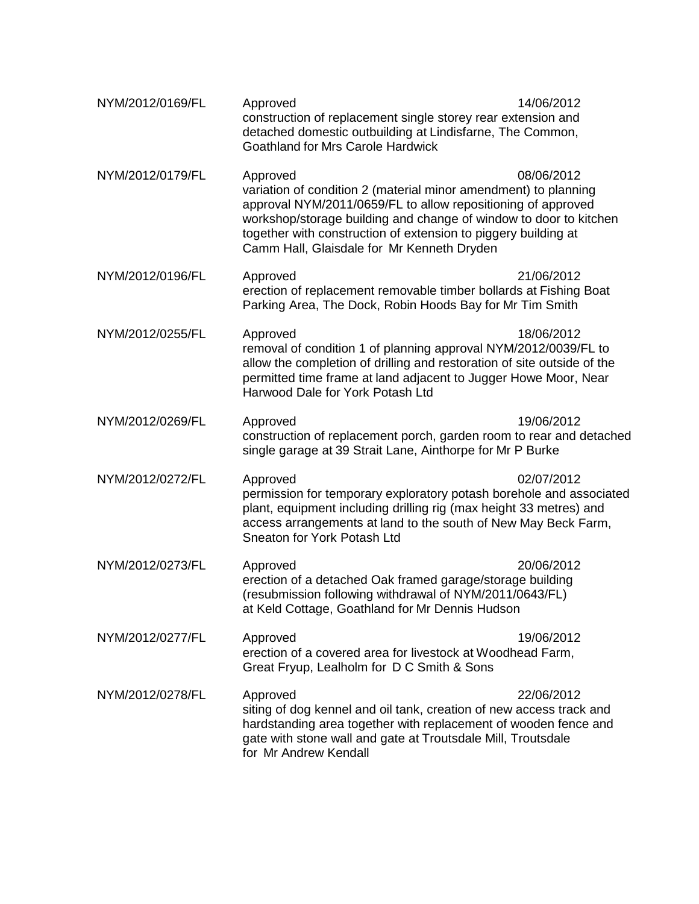NYM/2012/0169/FL Approved 14/06/2012
construction of replacement single storey rear extension and detached domestic outbuilding at Lindisfarne, The Common, Goathland for Mrs Carole Hardwick

NYM/2012/0179/FL Approved 08/06/2012
variation of condition 2 (material minor amendment) to planning approval NYM/2011/0659/FL to allow repositioning of approved workshop/storage building and change of window to door to kitchen together with construction of extension to piggery building at Camm Hall, Glaisdale for Mr Kenneth Dryden

NYM/2012/0196/FL Approved 21/06/2012
erection of replacement removable timber bollards at Fishing Boat Parking Area, The Dock, Robin Hoods Bay for Mr Tim Smith

NYM/2012/0255/FL Approved 18/06/2012
removal of condition 1 of planning approval NYM/2012/0039/FL to allow the completion of drilling and restoration of site outside of the permitted time frame at land adjacent to Jugger Howe Moor, Near Harwood Dale for York Potash Ltd

NYM/2012/0269/FL Approved 19/06/2012
construction of replacement porch, garden room to rear and detached single garage at 39 Strait Lane, Ainthorpe for Mr P Burke

NYM/2012/0272/FL Approved 02/07/2012
permission for temporary exploratory potash borehole and associated plant, equipment including drilling rig (max height 33 metres) and access arrangements at land to the south of New May Beck Farm, Sneaton for York Potash Ltd

NYM/2012/0273/FL Approved 20/06/2012
erection of a detached Oak framed garage/storage building (resubmission following withdrawal of NYM/2011/0643/FL) at Keld Cottage, Goathland for Mr Dennis Hudson

NYM/2012/0277/FL Approved 19/06/2012
erection of a covered area for livestock at Woodhead Farm, Great Fryup, Lealholm for D C Smith & Sons

NYM/2012/0278/FL Approved 22/06/2012
siting of dog kennel and oil tank, creation of new access track and hardstanding area together with replacement of wooden fence and gate with stone wall and gate at Troutsdale Mill, Troutsdale for Mr Andrew Kendall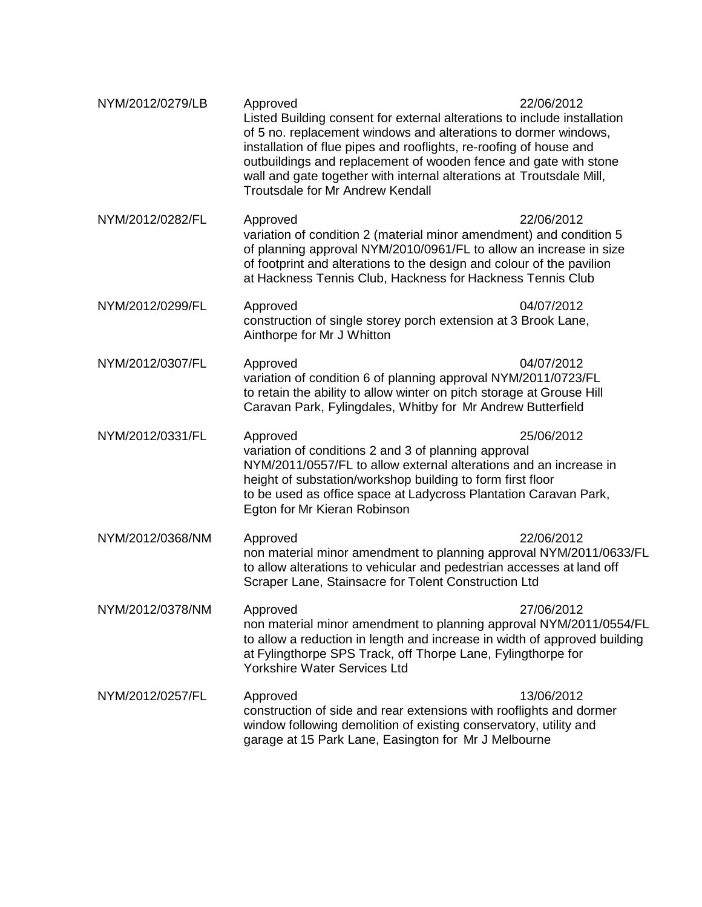| | | |
|---|---|---|
| NYM/2012/0279/LB | Approved<br>Listed Building consent for external alterations to include installation of 5 no. replacement windows and alterations to dormer windows, installation of flue pipes and rooflights, re-roofing of house and outbuildings and replacement of wooden fence and gate with stone wall and gate together with internal alterations at Troutsdale Mill, Troutsdale for Mr Andrew Kendall | 22/06/2012 |
| NYM/2012/0282/FL | Approved<br>variation of condition 2 (material minor amendment) and condition 5 of planning approval NYM/2010/0961/FL to allow an increase in size of footprint and alterations to the design and colour of the pavilion at Hackness Tennis Club, Hackness for Hackness Tennis Club | 22/06/2012 |
| NYM/2012/0299/FL | Approved<br>construction of single storey porch extension at 3 Brook Lane, Ainthorpe for Mr J Whitton | 04/07/2012 |
| NYM/2012/0307/FL | Approved<br>variation of condition 6 of planning approval NYM/2011/0723/FL to retain the ability to allow winter on pitch storage at Grouse Hill Caravan Park, Fylingdales, Whitby for Mr Andrew Butterfield | 04/07/2012 |
| NYM/2012/0331/FL | Approved<br>variation of conditions 2 and 3 of planning approval NYM/2011/0557/FL to allow external alterations and an increase in height of substation/workshop building to form first floor to be used as office space at Ladycross Plantation Caravan Park, Egton for Mr Kieran Robinson | 25/06/2012 |
| NYM/2012/0368/NM | Approved<br>non material minor amendment to planning approval NYM/2011/0633/FL to allow alterations to vehicular and pedestrian accesses at land off Scraper Lane, Stainsacre for Tolent Construction Ltd | 22/06/2012 |
| NYM/2012/0378/NM | Approved<br>non material minor amendment to planning approval NYM/2011/0554/FL to allow a reduction in length and increase in width of approved building at Fylingthorpe SPS Track, off Thorpe Lane, Fylingthorpe for Yorkshire Water Services Ltd | 27/06/2012 |
| NYM/2012/0257/FL | Approved<br>construction of side and rear extensions with rooflights and dormer window following demolition of existing conservatory, utility and garage at 15 Park Lane, Easington for Mr J Melbourne | 13/06/2012 |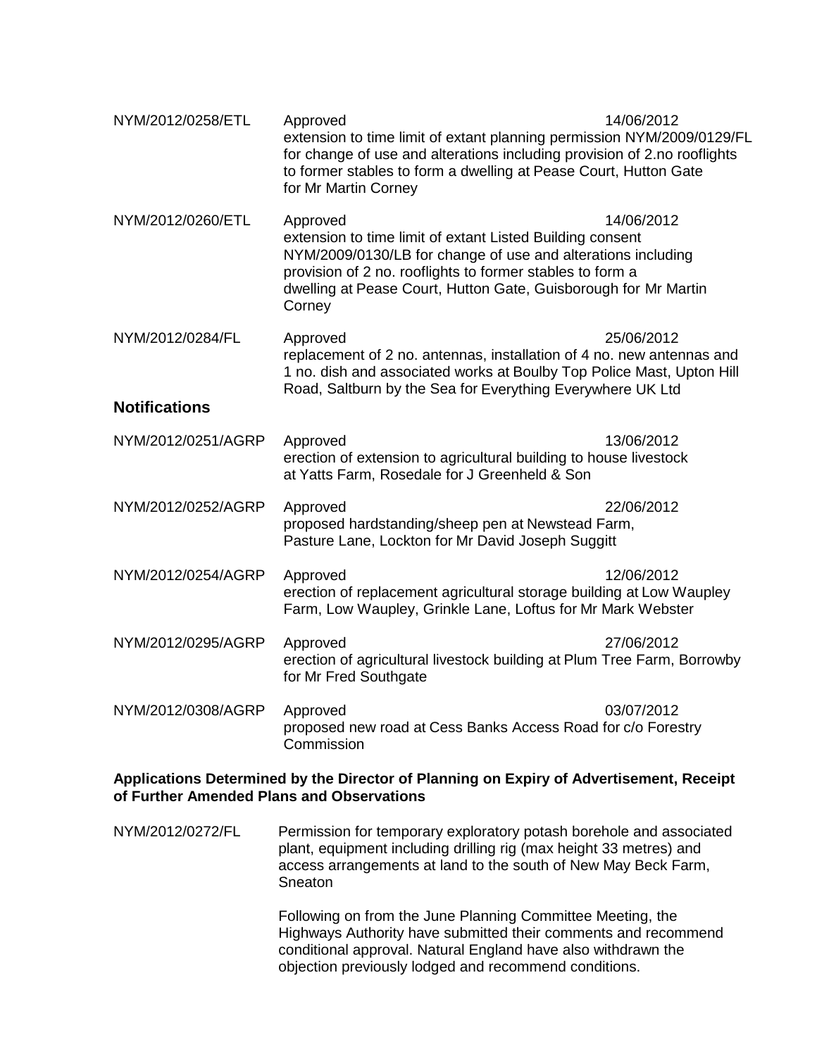| | | |
|---|---|---|
| NYM/2012/0258/ETL | Approved<br>extension to time limit of extant planning permission NYM/2009/0129/FL for change of use and alterations including provision of 2.no rooflights to former stables to form a dwelling at Pease Court, Hutton Gate for Mr Martin Corney | 14/06/2012 |
| NYM/2012/0260/ETL | Approved<br>extension to time limit of extant Listed Building consent NYM/2009/0130/LB for change of use and alterations including provision of 2 no. rooflights to former stables to form a dwelling at Pease Court, Hutton Gate, Guisborough for Mr Martin Corney | 14/06/2012 |
| NYM/2012/0284/FL | Approved<br>replacement of 2 no. antennas, installation of 4 no. new antennas and 1 no. dish and associated works at Boulby Top Police Mast, Upton Hill Road, Saltburn by the Sea for Everything Everywhere UK Ltd | 25/06/2012 |

### Notifications

| | | |
|---|---|---|
| NYM/2012/0251/AGRP | Approved<br>erection of extension to agricultural building to house livestock at Yatts Farm, Rosedale for J Greenheld & Son | 13/06/2012 |
| NYM/2012/0252/AGRP | Approved<br>proposed hardstanding/sheep pen at Newstead Farm, Pasture Lane, Lockton for Mr David Joseph Suggitt | 22/06/2012 |
| NYM/2012/0254/AGRP | Approved<br>erection of replacement agricultural storage building at Low Waupley Farm, Low Waupley, Grinkle Lane, Loftus for Mr Mark Webster | 12/06/2012 |
| NYM/2012/0295/AGRP | Approved<br>erection of agricultural livestock building at Plum Tree Farm, Borrowby for Mr Fred Southgate | 27/06/2012 |
| NYM/2012/0308/AGRP | Approved<br>proposed new road at Cess Banks Access Road for c/o Forestry Commission | 03/07/2012 |

**Applications Determined by the Director of Planning on Expiry of Advertisement, Receipt of Further Amended Plans and Observations**

NYM/2012/0272/FL

Permission for temporary exploratory potash borehole and associated plant, equipment including drilling rig (max height 33 metres) and access arrangements at land to the south of New May Beck Farm, Sneaton

Following on from the June Planning Committee Meeting, the Highways Authority have submitted their comments and recommend conditional approval. Natural England have also withdrawn the objection previously lodged and recommend conditions.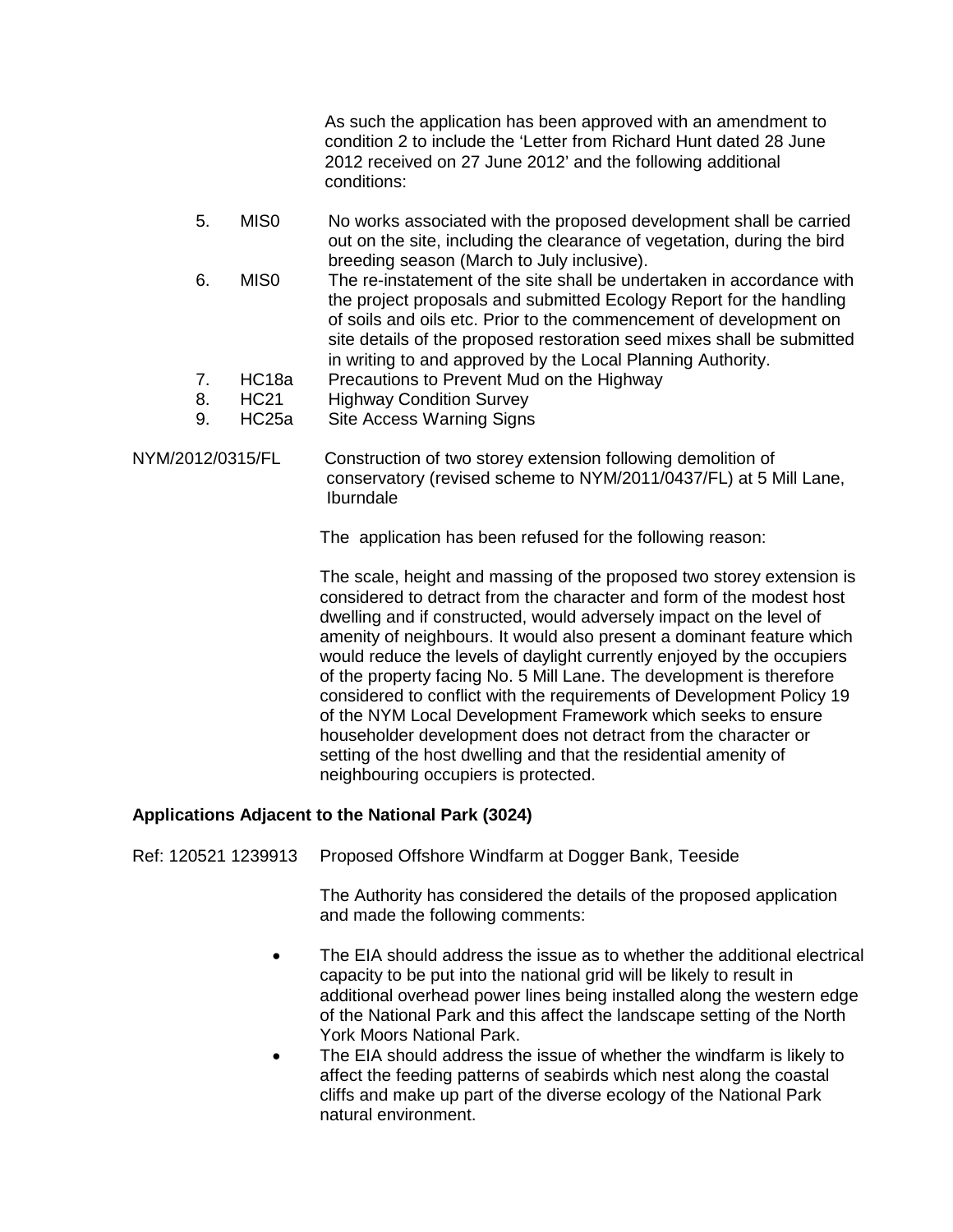As such the application has been approved with an amendment to condition 2 to include the 'Letter from Richard Hunt dated 28 June 2012 received on 27 June 2012' and the following additional conditions:

5. MIS0 No works associated with the proposed development shall be carried out on the site, including the clearance of vegetation, during the bird breeding season (March to July inclusive).
6. MIS0 The re-instatement of the site shall be undertaken in accordance with the project proposals and submitted Ecology Report for the handling of soils and oils etc. Prior to the commencement of development on site details of the proposed restoration seed mixes shall be submitted in writing to and approved by the Local Planning Authority.
7. HC18a Precautions to Prevent Mud on the Highway
8. HC21 Highway Condition Survey
9. HC25a Site Access Warning Signs

NYM/2012/0315/FL Construction of two storey extension following demolition of conservatory (revised scheme to NYM/2011/0437/FL) at 5 Mill Lane, Iburndale

The application has been refused for the following reason:

The scale, height and massing of the proposed two storey extension is considered to detract from the character and form of the modest host dwelling and if constructed, would adversely impact on the level of amenity of neighbours. It would also present a dominant feature which would reduce the levels of daylight currently enjoyed by the occupiers of the property facing No. 5 Mill Lane. The development is therefore considered to conflict with the requirements of Development Policy 19 of the NYM Local Development Framework which seeks to ensure householder development does not detract from the character or setting of the host dwelling and that the residential amenity of neighbouring occupiers is protected.

**Applications Adjacent to the National Park (3024)**

Ref: 120521 1239913 Proposed Offshore Windfarm at Dogger Bank, Teeside

The Authority has considered the details of the proposed application and made the following comments:

- The EIA should address the issue as to whether the additional electrical capacity to be put into the national grid will be likely to result in additional overhead power lines being installed along the western edge of the National Park and this affect the landscape setting of the North York Moors National Park.
- The EIA should address the issue of whether the windfarm is likely to affect the feeding patterns of seabirds which nest along the coastal cliffs and make up part of the diverse ecology of the National Park natural environment.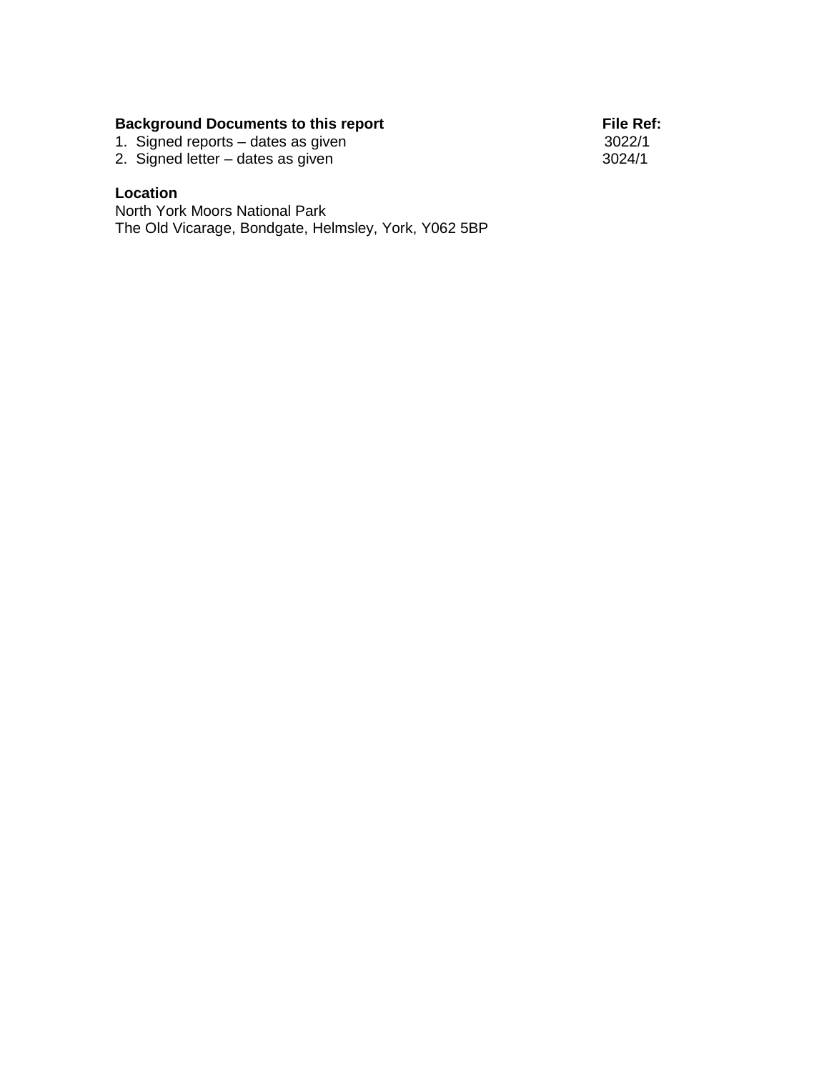| **Background Documents to this report** | **File Ref:** |
| --- | --- |
| 1. Signed reports – dates as given | 3022/1 |
| 2. Signed letter – dates as given | 3024/1 |

**Location**

North York Moors National Park
The Old Vicarage, Bondgate, Helmsley, York, Y062 5BP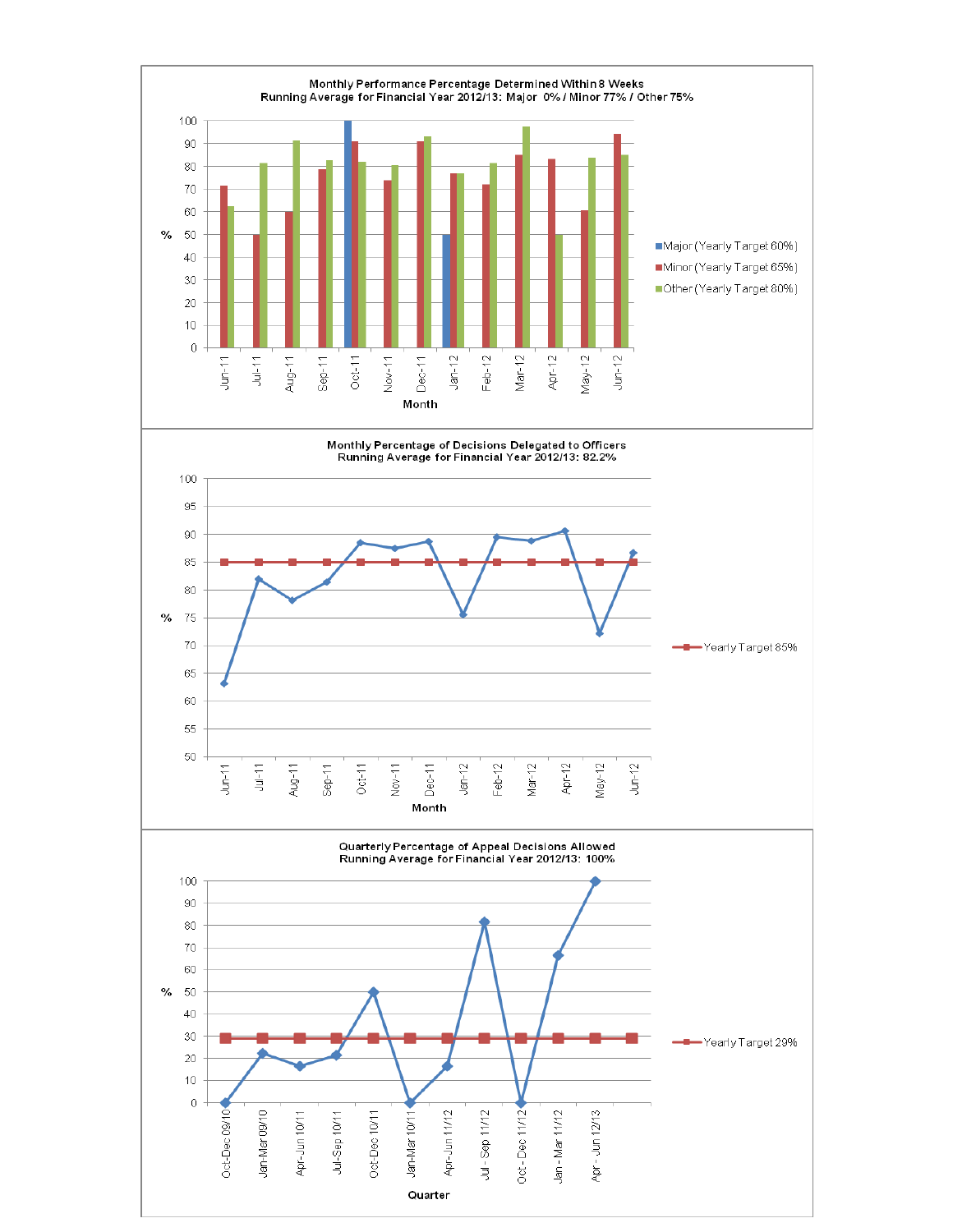Monthly Performance Percentage Determined Within 8 Weeks
Running Average for Financial Year 2012/13: Major 0% / Minor 77% / Other 75%

100
90
80
70
60
50
40
30
20
10
0

%

Jun-11
Jul-11
Aug-11
Sep-11
Oct-11
Nov-11
Dec-11
Jan-12
Feb-12
Mar-12
Apr-12
May-12
Jun-12

Month

Major (Yearly Target 60%)
Minor (Yearly Target 65%)
Other (Yearly Target 80%)

Monthly Percentage of Decisions Delegated to Officers
Running Average for Financial Year 2012/13: 82.2%

100
95
90
85
80
75
70
65
60
55
50

%

Jun-11
Jul-11
Aug-11
Sep-11
Oct-11
Nov-11
Dec-11
Jan-12
Feb-12
Mar-12
Apr-12
May-12
Jun-12

Month

Yearly Target 85%

Quarterly Percentage of Appeal Decisions Allowed
Running Average for Financial Year 2012/13: 100%

100
90
80
70
60
50
40
30
20
10
0

%

Oct-Dec 09/10
Jan-Mar 09/10
Apr-Jun 10/11
Jul-Sep 10/11
Oct-Dec 10/11
Jan-Mar 10/11
Apr-Jun 11/12
Jul - Sep 11/12
Oct - Dec 11/12
Jan - Mar 11/12
Apr - Jun 12/13

Quarter

Yearly Target 29%